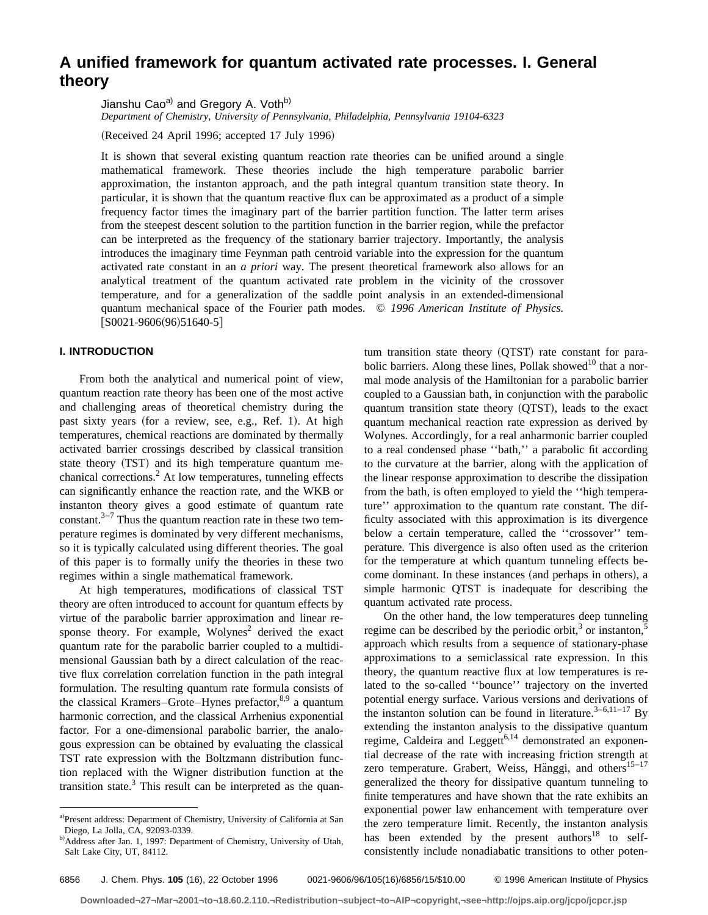# A unified framework for quantum activated rate processes. I. General theory

Jianshu Cao[a] and Gregory A. Voth[b]

*Department of Chemistry, University of Pennsylvania, Philadelphia, Pennsylvania 19104-6323*

(Received 24 April 1996; accepted 17 July 1996)

It is shown that several existing quantum reaction rate theories can be unified around a single mathematical framework. These theories include the high temperature parabolic barrier approximation, the instanton approach, and the path integral quantum transition state theory. In particular, it is shown that the quantum reactive flux can be approximated as a product of a simple frequency factor times the imaginary part of the barrier partition function. The latter term arises from the steepest descent solution to the partition function in the barrier region, while the prefactor can be interpreted as the frequency of the stationary barrier trajectory. Importantly, the analysis introduces the imaginary time Feynman path centroid variable into the expression for the quantum activated rate constant in an *a priori* way. The present theoretical framework also allows for an analytical treatment of the quantum activated rate problem in the vicinity of the crossover temperature, and for a generalization of the saddle point analysis in an extended-dimensional quantum mechanical space of the Fourier path modes. © *1996 American Institute of Physics.* [S0021-9606(96)51640-5]

## I. INTRODUCTION

From both the analytical and numerical point of view, quantum reaction rate theory has been one of the most active and challenging areas of theoretical chemistry during the past sixty years (for a review, see, e.g., Ref. 1). At high temperatures, chemical reactions are dominated by thermally activated barrier crossings described by classical transition state theory (TST) and its high temperature quantum mechanical corrections.[2] At low temperatures, tunneling effects can significantly enhance the reaction rate, and the WKB or instanton theory gives a good estimate of quantum rate constant.[3–7] Thus the quantum reaction rate in these two temperature regimes is dominated by very different mechanisms, so it is typically calculated using different theories. The goal of this paper is to formally unify the theories in these two regimes within a single mathematical framework.

At high temperatures, modifications of classical TST theory are often introduced to account for quantum effects by virtue of the parabolic barrier approximation and linear response theory. For example, Wolynes[2] derived the exact quantum rate for the parabolic barrier coupled to a multidimensional Gaussian bath by a direct calculation of the reactive flux correlation correlation function in the path integral formulation. The resulting quantum rate formula consists of the classical Kramers–Grote–Hynes prefactor,[8,9] a quantum harmonic correction, and the classical Arrhenius exponential factor. For a one-dimensional parabolic barrier, the analogous expression can be obtained by evaluating the classical TST rate expression with the Boltzmann distribution function replaced with the Wigner distribution function at the transition state.[3] This result can be interpreted as the quantum transition state theory (QTST) rate constant for parabolic barriers. Along these lines, Pollak showed[10] that a normal mode analysis of the Hamiltonian for a parabolic barrier coupled to a Gaussian bath, in conjunction with the parabolic quantum transition state theory (QTST), leads to the exact quantum mechanical reaction rate expression as derived by Wolynes. Accordingly, for a real anharmonic barrier coupled to a real condensed phase ''bath,'' a parabolic fit according to the curvature at the barrier, along with the application of the linear response approximation to describe the dissipation from the bath, is often employed to yield the ''high temperature'' approximation to the quantum rate constant. The difficulty associated with this approximation is its divergence below a certain temperature, called the ''crossover'' temperature. This divergence is also often used as the criterion for the temperature at which quantum tunneling effects become dominant. In these instances (and perhaps in others), a simple harmonic QTST is inadequate for describing the quantum activated rate process.

On the other hand, the low temperatures deep tunneling regime can be described by the periodic orbit,[3] or instanton,[5] approach which results from a sequence of stationary-phase approximations to a semiclassical rate expression. In this theory, the quantum reactive flux at low temperatures is related to the so-called ''bounce'' trajectory on the inverted potential energy surface. Various versions and derivations of the instanton solution can be found in literature.[3–6,11–17] By extending the instanton analysis to the dissipative quantum regime, Caldeira and Leggett[6,14] demonstrated an exponential decrease of the rate with increasing friction strength at zero temperature. Grabert, Weiss, Hänggi, and others[15–17] generalized the theory for dissipative quantum tunneling to finite temperatures and have shown that the rate exhibits an exponential power law enhancement with temperature over the zero temperature limit. Recently, the instanton analysis has been extended by the present authors[18] to self-consistently include nonadiabatic transitions to other poten-

[a]Present address: Department of Chemistry, University of California at San Diego, La Jolla, CA, 92093-0339.

[b]Address after Jan. 1, 1997: Department of Chemistry, University of Utah, Salt Lake City, UT, 84112.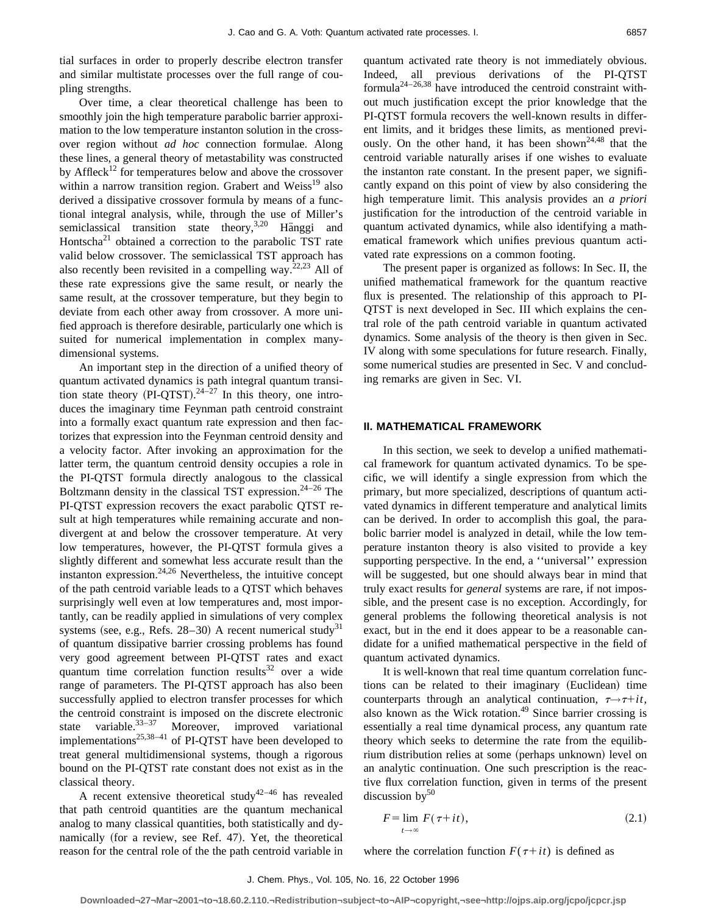tial surfaces in order to properly describe electron transfer and similar multistate processes over the full range of coupling strengths.

Over time, a clear theoretical challenge has been to smoothly join the high temperature parabolic barrier approximation to the low temperature instanton solution in the crossover region without *ad hoc* connection formulae. Along these lines, a general theory of metastability was constructed by Affleck[12] for temperatures below and above the crossover within a narrow transition region. Grabert and Weiss[19] also derived a dissipative crossover formula by means of a functional integral analysis, while, through the use of Miller's semiclassical transition state theory,[3,20] Hänggi and Hontscha[21] obtained a correction to the parabolic TST rate valid below crossover. The semiclassical TST approach has also recently been revisited in a compelling way.[22,23] All of these rate expressions give the same result, or nearly the same result, at the crossover temperature, but they begin to deviate from each other away from crossover. A more unified approach is therefore desirable, particularly one which is suited for numerical implementation in complex many-dimensional systems.

An important step in the direction of a unified theory of quantum activated dynamics is path integral quantum transition state theory (PI-QTST).[24–27] In this theory, one introduces the imaginary time Feynman path centroid constraint into a formally exact quantum rate expression and then factorizes that expression into the Feynman centroid density and a velocity factor. After invoking an approximation for the latter term, the quantum centroid density occupies a role in the PI-QTST formula directly analogous to the classical Boltzmann density in the classical TST expression.[24–26] The PI-QTST expression recovers the exact parabolic QTST result at high temperatures while remaining accurate and nondivergent at and below the crossover temperature. At very low temperatures, however, the PI-QTST formula gives a slightly different and somewhat less accurate result than the instanton expression.[24,26] Nevertheless, the intuitive concept of the path centroid variable leads to a QTST which behaves surprisingly well even at low temperatures and, most importantly, can be readily applied in simulations of very complex systems (see, e.g., Refs. 28–30) A recent numerical study[31] of quantum dissipative barrier crossing problems has found very good agreement between PI-QTST rates and exact quantum time correlation function results[32] over a wide range of parameters. The PI-QTST approach has also been successfully applied to electron transfer processes for which the centroid constraint is imposed on the discrete electronic state variable.[33–37] Moreover, improved variational implementations[25,38–41] of PI-QTST have been developed to treat general multidimensional systems, though a rigorous bound on the PI-QTST rate constant does not exist as in the classical theory.

A recent extensive theoretical study[42–46] has revealed that path centroid quantities are the quantum mechanical analog to many classical quantities, both statistically and dynamically (for a review, see Ref. 47). Yet, the theoretical reason for the central role of the the path centroid variable in quantum activated rate theory is not immediately obvious. Indeed, all previous derivations of the PI-QTST formula[24–26,38] have introduced the centroid constraint without much justification except the prior knowledge that the PI-QTST formula recovers the well-known results in different limits, and it bridges these limits, as mentioned previously. On the other hand, it has been shown[24,48] that the centroid variable naturally arises if one wishes to evaluate the instanton rate constant. In the present paper, we significantly expand on this point of view by also considering the high temperature limit. This analysis provides an *a priori* justification for the introduction of the centroid variable in quantum activated dynamics, while also identifying a mathematical framework which unifies previous quantum activated rate expressions on a common footing.

The present paper is organized as follows: In Sec. II, the unified mathematical framework for the quantum reactive flux is presented. The relationship of this approach to PI-QTST is next developed in Sec. III which explains the central role of the path centroid variable in quantum activated dynamics. Some analysis of the theory is then given in Sec. IV along with some speculations for future research. Finally, some numerical studies are presented in Sec. V and concluding remarks are given in Sec. VI.

## II. MATHEMATICAL FRAMEWORK

In this section, we seek to develop a unified mathematical framework for quantum activated dynamics. To be specific, we will identify a single expression from which the primary, but more specialized, descriptions of quantum activated dynamics in different temperature and analytical limits can be derived. In order to accomplish this goal, the parabolic barrier model is analyzed in detail, while the low temperature instanton theory is also visited to provide a key supporting perspective. In the end, a ''universal'' expression will be suggested, but one should always bear in mind that truly exact results for *general* systems are rare, if not impossible, and the present case is no exception. Accordingly, for general problems the following theoretical analysis is not exact, but in the end it does appear to be a reasonable candidate for a unified mathematical perspective in the field of quantum activated dynamics.

It is well-known that real time quantum correlation functions can be related to their imaginary (Euclidean) time counterparts through an analytical continuation, $\tau \rightarrow \tau + it$, also known as the Wick rotation.[49] Since barrier crossing is essentially a real time dynamical process, any quantum rate theory which seeks to determine the rate from the equilibrium distribution relies at some (perhaps unknown) level on an analytic continuation. One such prescription is the reactive flux correlation function, given in terms of the present discussion by[50]

$$F = \lim_{t \to \infty} F(\tau + it), \tag{2.1}$$

where the correlation function $F(\tau + it)$ is defined as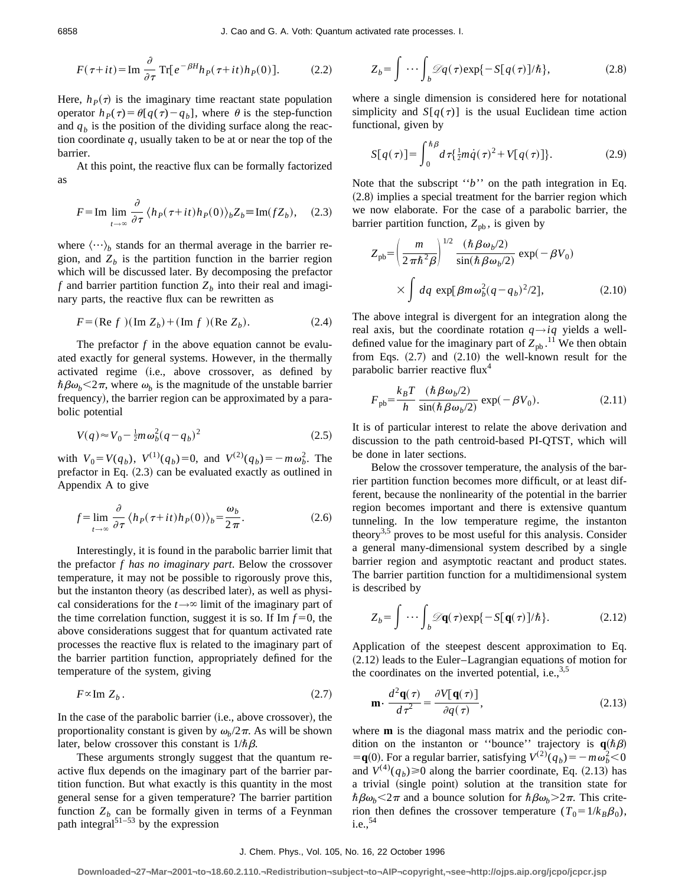$$F(\tau+it)=\text{Im}\,\frac{\partial}{\partial\tau}\,\text{Tr}[e^{-\beta H}h_P(\tau+it)h_P(0)]. \tag{2.2}$$

Here, $h_P(\tau)$ is the imaginary time reactant state population operator $h_P(\tau)=\theta[q(\tau)-q_b]$, where $\theta$ is the step-function and $q_b$ is the position of the dividing surface along the reaction coordinate $q$, usually taken to be at or near the top of the barrier.

At this point, the reactive flux can be formally factorized as

$$F=\text{Im}\lim_{t\to\infty}\frac{\partial}{\partial\tau}\langle h_P(\tau+it)h_P(0)\rangle_b Z_b\equiv\text{Im}(fZ_b), \tag{2.3}$$

where $\langle\cdots\rangle_b$ stands for an thermal average in the barrier region, and $Z_b$ is the partition function in the barrier region which will be discussed later. By decomposing the prefactor $f$ and barrier partition function $Z_b$ into their real and imaginary parts, the reactive flux can be rewritten as

$$F=(\text{Re}\,f\,)(\text{Im}\,Z_b)+(\text{Im}\,f\,)(\text{Re}\,Z_b). \tag{2.4}$$

The prefactor $f$ in the above equation cannot be evaluated exactly for general systems. However, in the thermally activated regime (i.e., above crossover, as defined by $\hbar\beta\omega_b<2\pi$, where $\omega_b$ is the magnitude of the unstable barrier frequency), the barrier region can be approximated by a parabolic potential

$$V(q)\approx V_0-\tfrac{1}{2}m\omega_b^2(q-q_b)^2 \tag{2.5}$$

with $V_0=V(q_b)$, $V^{(1)}(q_b)=0$, and $V^{(2)}(q_b)=-m\omega_b^2$. The prefactor in Eq. (2.3) can be evaluated exactly as outlined in Appendix A to give

$$f=\lim_{t\to\infty}\frac{\partial}{\partial\tau}\langle h_P(\tau+it)h_P(0)\rangle_b=\frac{\omega_b}{2\pi}. \tag{2.6}$$

Interestingly, it is found in the parabolic barrier limit that the prefactor *$f$ has no imaginary part*. Below the crossover temperature, it may not be possible to rigorously prove this, but the instanton theory (as described later), as well as physical considerations for the $t\to\infty$ limit of the imaginary part of the time correlation function, suggest it is so. If Im $f=0$, the above considerations suggest that for quantum activated rate processes the reactive flux is related to the imaginary part of the barrier partition function, appropriately defined for the temperature of the system, giving

$$F\propto\text{Im}\,Z_b. \tag{2.7}$$

In the case of the parabolic barrier (i.e., above crossover), the proportionality constant is given by $\omega_b/2\pi$. As will be shown later, below crossover this constant is $1/\hbar\beta$.

These arguments strongly suggest that the quantum reactive flux depends on the imaginary part of the barrier partition function. But what exactly is this quantity in the most general sense for a given temperature? The barrier partition function $Z_b$ can be formally given in terms of a Feynman path integral[51–53] by the expression

$$Z_b=\int\cdots\int_b\mathscr{D}q(\tau)\exp\{-S[q(\tau)]/\hbar\}, \tag{2.8}$$

where a single dimension is considered here for notational simplicity and $S[q(\tau)]$ is the usual Euclidean time action functional, given by

$$S[q(\tau)]=\int_0^{\hbar\beta}d\tau\{\tfrac{1}{2}m\dot{q}(\tau)^2+V[q(\tau)]\}. \tag{2.9}$$

Note that the subscript ''$b$'' on the path integration in Eq. (2.8) implies a special treatment for the barrier region which we now elaborate. For the case of a parabolic barrier, the barrier partition function, $Z_{\text{pb}}$, is given by

$$Z_{\text{pb}}=\left(\frac{m}{2\pi\hbar^2\beta}\right)^{1/2}\frac{(\hbar\beta\omega_b/2)}{\sin(\hbar\beta\omega_b/2)}\exp(-\beta V_0)\times\int dq\,\exp[\beta m\omega_b^2(q-q_b)^2/2], \tag{2.10}$$

The above integral is divergent for an integration along the real axis, but the coordinate rotation $q\to iq$ yields a well-defined value for the imaginary part of $Z_{\text{pb}}$.[11] We then obtain from Eqs. (2.7) and (2.10) the well-known result for the parabolic barrier reactive flux[4]

$$F_{\text{pb}}=\frac{k_BT}{h}\frac{(\hbar\beta\omega_b/2)}{\sin(\hbar\beta\omega_b/2)}\exp(-\beta V_0). \tag{2.11}$$

It is of particular interest to relate the above derivation and discussion to the path centroid-based PI-QTST, which will be done in later sections.

Below the crossover temperature, the analysis of the barrier partition function becomes more difficult, or at least different, because the nonlinearity of the potential in the barrier region becomes important and there is extensive quantum tunneling. In the low temperature regime, the instanton theory[3,5] proves to be most useful for this analysis. Consider a general many-dimensional system described by a single barrier region and asymptotic reactant and product states. The barrier partition function for a multidimensional system is described by

$$Z_b=\int\cdots\int_b\mathscr{D}\mathbf{q}(\tau)\exp\{-S[\mathbf{q}(\tau)]/\hbar\}. \tag{2.12}$$

Application of the steepest descent approximation to Eq. (2.12) leads to the Euler–Lagrangian equations of motion for the coordinates on the inverted potential, i.e.,[3,5]

$$\mathbf{m}\cdot\frac{d^2\mathbf{q}(\tau)}{d\tau^2}=\frac{\partial V[\mathbf{q}(\tau)]}{\partial q(\tau)}, \tag{2.13}$$

where $\mathbf{m}$ is the diagonal mass matrix and the periodic condition on the instanton or ''bounce'' trajectory is $\mathbf{q}(\hbar\beta)=\mathbf{q}(0)$. For a regular barrier, satisfying $V^{(2)}(q_b)=-m\omega_b^2<0$ and $V^{(4)}(q_b)\geqslant 0$ along the barrier coordinate, Eq. (2.13) has a trivial (single point) solution at the transition state for $\hbar\beta\omega_b<2\pi$ and a bounce solution for $\hbar\beta\omega_b>2\pi$. This criterion then defines the crossover temperature ($T_0=1/k_B\beta_0$), i.e.,[54]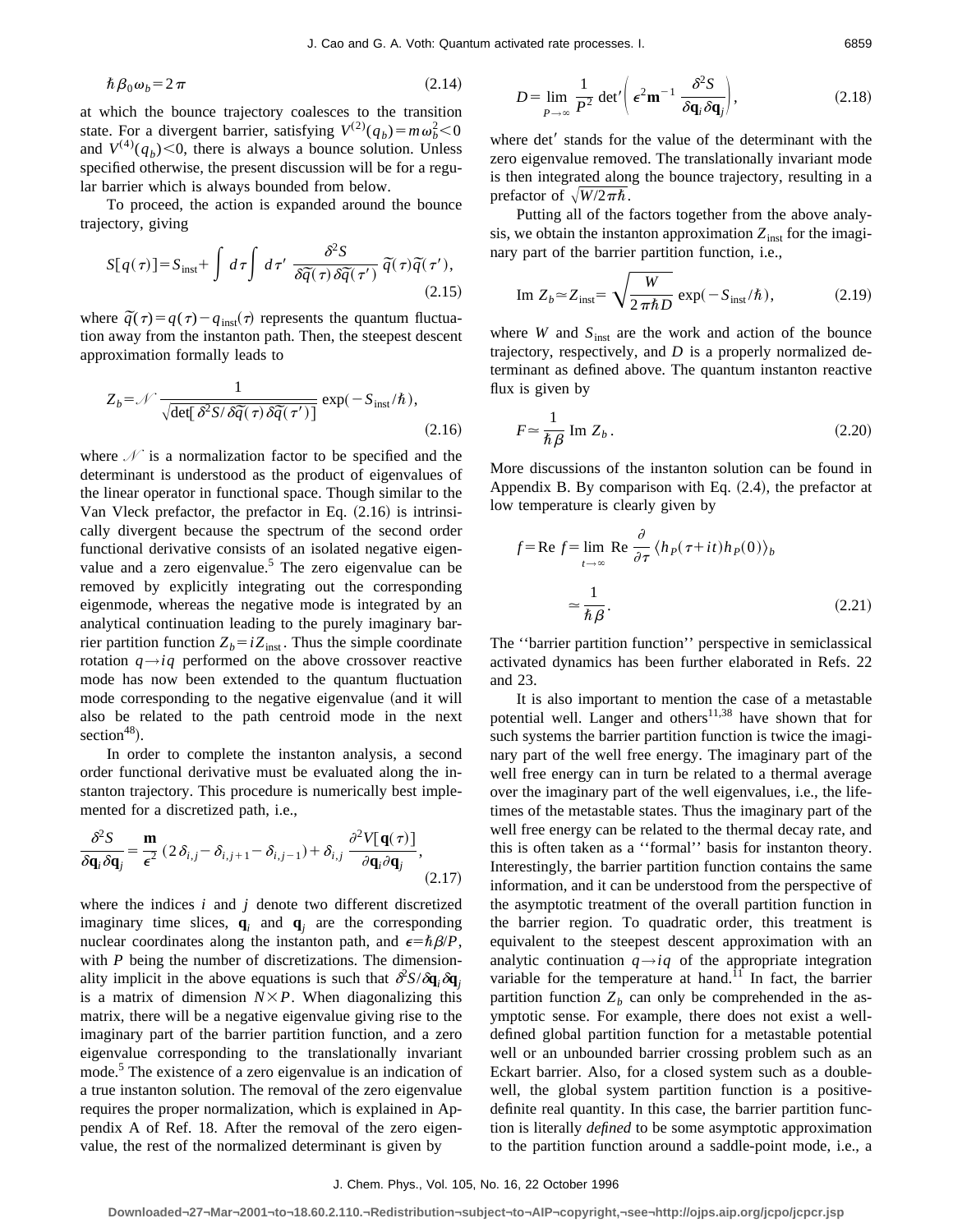$$\hbar \beta_0 \omega_b = 2\pi \tag{2.14}$$

at which the bounce trajectory coalesces to the transition state. For a divergent barrier, satisfying $V^{(2)}(q_b) = m\omega_b^2 < 0$ and $V^{(4)}(q_b) < 0$, there is always a bounce solution. Unless specified otherwise, the present discussion will be for a regular barrier which is always bounded from below.

To proceed, the action is expanded around the bounce trajectory, giving

$$S[q(\tau)] = S_{\text{inst}} + \int d\tau \int d\tau' \, \frac{\delta^2 S}{\delta \tilde{q}(\tau) \delta \tilde{q}(\tau')} \, \tilde{q}(\tau) \tilde{q}(\tau'), \tag{2.15}$$

where $\tilde{q}(\tau) = q(\tau) - q_{\text{inst}}(\tau)$ represents the quantum fluctuation away from the instanton path. Then, the steepest descent approximation formally leads to

$$Z_b = \mathcal{N} \frac{1}{\sqrt{\det[\delta^2 S / \delta \tilde{q}(\tau) \delta \tilde{q}(\tau')]}} \exp(-S_{\text{inst}}/\hbar), \tag{2.16}$$

where $\mathcal{N}$ is a normalization factor to be specified and the determinant is understood as the product of eigenvalues of the linear operator in functional space. Though similar to the Van Vleck prefactor, the prefactor in Eq. (2.16) is intrinsically divergent because the spectrum of the second order functional derivative consists of an isolated negative eigenvalue and a zero eigenvalue.[5] The zero eigenvalue can be removed by explicitly integrating out the corresponding eigenmode, whereas the negative mode is integrated by an analytical continuation leading to the purely imaginary barrier partition function $Z_b = iZ_{\text{inst}}$. Thus the simple coordinate rotation $q \to iq$ performed on the above crossover reactive mode has now been extended to the quantum fluctuation mode corresponding to the negative eigenvalue (and it will also be related to the path centroid mode in the next section[48]).

In order to complete the instanton analysis, a second order functional derivative must be evaluated along the instanton trajectory. This procedure is numerically best implemented for a discretized path, i.e.,

$$\frac{\delta^2 S}{\delta \mathbf{q}_i \delta \mathbf{q}_j} = \frac{\mathbf{m}}{\epsilon^2} \left(2\delta_{i,j} - \delta_{i,j+1} - \delta_{i,j-1}\right) + \delta_{i,j} \frac{\partial^2 V[\mathbf{q}(\tau)]}{\partial \mathbf{q}_i \partial \mathbf{q}_j}, \tag{2.17}$$

where the indices $i$ and $j$ denote two different discretized imaginary time slices, $\mathbf{q}_i$ and $\mathbf{q}_j$ are the corresponding nuclear coordinates along the instanton path, and $\epsilon = \hbar\beta/P$, with $P$ being the number of discretizations. The dimensionality implicit in the above equations is such that $\delta^2 S / \delta \mathbf{q}_i \delta \mathbf{q}_j$ is a matrix of dimension $N \times P$. When diagonalizing this matrix, there will be a negative eigenvalue giving rise to the imaginary part of the barrier partition function, and a zero eigenvalue corresponding to the translationally invariant mode.[5] The existence of a zero eigenvalue is an indication of a true instanton solution. The removal of the zero eigenvalue requires the proper normalization, which is explained in Appendix A of Ref. 18. After the removal of the zero eigenvalue, the rest of the normalized determinant is given by

$$D = \lim_{P \to \infty} \frac{1}{P^2} \det{}' \left( \epsilon^2 \mathbf{m}^{-1} \frac{\delta^2 S}{\delta \mathbf{q}_i \delta \mathbf{q}_j} \right), \tag{2.18}$$

where det′ stands for the value of the determinant with the zero eigenvalue removed. The translationally invariant mode is then integrated along the bounce trajectory, resulting in a prefactor of $\sqrt{W/2\pi\hbar}$.

Putting all of the factors together from the above analysis, we obtain the instanton approximation $Z_{\text{inst}}$ for the imaginary part of the barrier partition function, i.e.,

$$\text{Im } Z_b \simeq Z_{\text{inst}} = \sqrt{\frac{W}{2\pi\hbar D}} \exp(-S_{\text{inst}}/\hbar), \tag{2.19}$$

where $W$ and $S_{\text{inst}}$ are the work and action of the bounce trajectory, respectively, and $D$ is a properly normalized determinant as defined above. The quantum instanton reactive flux is given by

$$F \simeq \frac{1}{\hbar\beta} \text{Im } Z_b. \tag{2.20}$$

More discussions of the instanton solution can be found in Appendix B. By comparison with Eq. (2.4), the prefactor at low temperature is clearly given by

$$\begin{aligned} f = \text{Re } f &= \lim_{t \to \infty} \text{Re } \frac{\partial}{\partial \tau} \langle h_P(\tau + it) h_P(0) \rangle_b \\ &\simeq \frac{1}{\hbar\beta}. \end{aligned} \tag{2.21}$$

The ''barrier partition function'' perspective in semiclassical activated dynamics has been further elaborated in Refs. 22 and 23.

It is also important to mention the case of a metastable potential well. Langer and others[11,38] have shown that for such systems the barrier partition function is twice the imaginary part of the well free energy. The imaginary part of the well free energy can in turn be related to a thermal average over the imaginary part of the well eigenvalues, i.e., the lifetimes of the metastable states. Thus the imaginary part of the well free energy can be related to the thermal decay rate, and this is often taken as a ''formal'' basis for instanton theory. Interestingly, the barrier partition function contains the same information, and it can be understood from the perspective of the asymptotic treatment of the overall partition function in the barrier region. To quadratic order, this treatment is equivalent to the steepest descent approximation with an analytic continuation $q \to iq$ of the appropriate integration variable for the temperature at hand.[11] In fact, the barrier partition function $Z_b$ can only be comprehended in the asymptotic sense. For example, there does not exist a well-defined global partition function for a metastable potential well or an unbounded barrier crossing problem such as an Eckart barrier. Also, for a closed system such as a double-well, the global system partition function is a positive-definite real quantity. In this case, the barrier partition function is literally *defined* to be some asymptotic approximation to the partition function around a saddle-point mode, i.e., a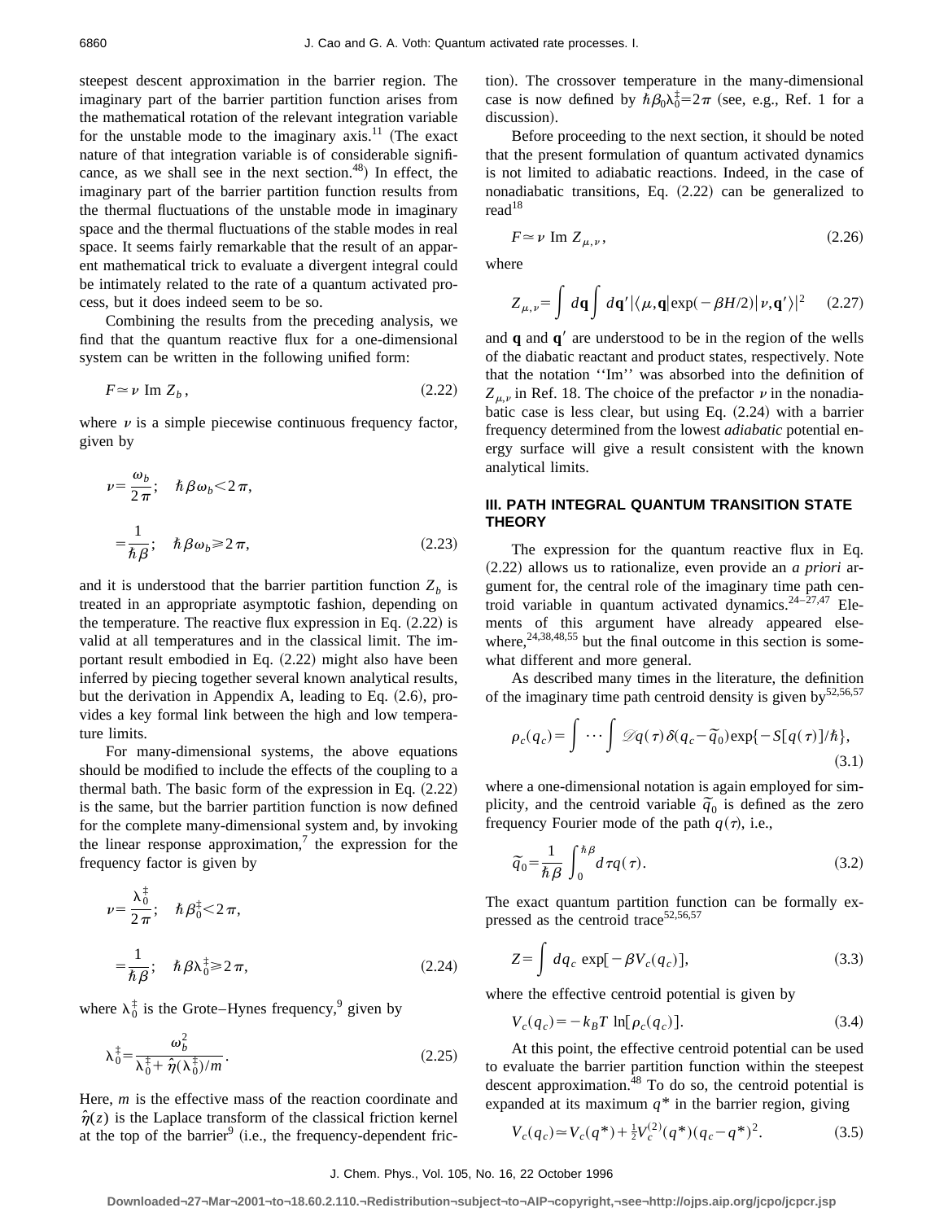steepest descent approximation in the barrier region. The imaginary part of the barrier partition function arises from the mathematical rotation of the relevant integration variable for the unstable mode to the imaginary axis.[11] (The exact nature of that integration variable is of considerable significance, as we shall see in the next section.[48]) In effect, the imaginary part of the barrier partition function results from the thermal fluctuations of the unstable mode in imaginary space and the thermal fluctuations of the stable modes in real space. It seems fairly remarkable that the result of an apparent mathematical trick to evaluate a divergent integral could be intimately related to the rate of a quantum activated process, but it does indeed seem to be so.

Combining the results from the preceding analysis, we find that the quantum reactive flux for a one-dimensional system can be written in the following unified form:

$$F \simeq \nu \text{ Im } Z_b, \tag{2.22}$$

where $\nu$ is a simple piecewise continuous frequency factor, given by

$$\begin{aligned} \nu &= \frac{\omega_b}{2\pi}; \quad \hbar\beta\omega_b < 2\pi, \\ &= \frac{1}{\hbar\beta}; \quad \hbar\beta\omega_b \geq 2\pi, \end{aligned} \tag{2.23}$$

and it is understood that the barrier partition function $Z_b$ is treated in an appropriate asymptotic fashion, depending on the temperature. The reactive flux expression in Eq. (2.22) is valid at all temperatures and in the classical limit. The important result embodied in Eq. (2.22) might also have been inferred by piecing together several known analytical results, but the derivation in Appendix A, leading to Eq. (2.6), provides a key formal link between the high and low temperature limits.

For many-dimensional systems, the above equations should be modified to include the effects of the coupling to a thermal bath. The basic form of the expression in Eq. (2.22) is the same, but the barrier partition function is now defined for the complete many-dimensional system and, by invoking the linear response approximation,[7] the expression for the frequency factor is given by

$$\begin{aligned} \nu &= \frac{\lambda_0^\ddagger}{2\pi}; \quad \hbar\beta_0^\ddagger < 2\pi, \\ &= \frac{1}{\hbar\beta}; \quad \hbar\beta\lambda_0^\ddagger \geq 2\pi, \end{aligned} \tag{2.24}$$

where $\lambda_0^\ddagger$ is the Grote–Hynes frequency,[9] given by

$$\lambda_0^\ddagger = \frac{\omega_b^2}{\lambda_0^\ddagger + \hat{\eta}(\lambda_0^\ddagger)/m}. \tag{2.25}$$

Here, $m$ is the effective mass of the reaction coordinate and $\hat{\eta}(z)$ is the Laplace transform of the classical friction kernel at the top of the barrier[9] (i.e., the frequency-dependent friction). The crossover temperature in the many-dimensional case is now defined by $\hbar\beta_0\lambda_0^\ddagger = 2\pi$ (see, e.g., Ref. 1 for a discussion).

Before proceeding to the next section, it should be noted that the present formulation of quantum activated dynamics is not limited to adiabatic reactions. Indeed, in the case of nonadiabatic transitions, Eq. (2.22) can be generalized to read[18]

$$F \simeq \nu \text{ Im } Z_{\mu,\nu}, \tag{2.26}$$

where

$$Z_{\mu,\nu} = \int d\mathbf{q} \int d\mathbf{q}' |\langle \mu, \mathbf{q}| \exp(-\beta H/2) | \nu, \mathbf{q}' \rangle|^2 \tag{2.27}$$

and $\mathbf{q}$ and $\mathbf{q}'$ are understood to be in the region of the wells of the diabatic reactant and product states, respectively. Note that the notation "Im" was absorbed into the definition of $Z_{\mu,\nu}$ in Ref. 18. The choice of the prefactor $\nu$ in the nonadiabatic case is less clear, but using Eq. (2.24) with a barrier frequency determined from the lowest *adiabatic* potential energy surface will give a result consistent with the known analytical limits.

## III. PATH INTEGRAL QUANTUM TRANSITION STATE THEORY

The expression for the quantum reactive flux in Eq. (2.22) allows us to rationalize, even provide an *a priori* argument for, the central role of the imaginary time path centroid variable in quantum activated dynamics.[24–27,47] Elements of this argument have already appeared elsewhere,[24,38,48,55] but the final outcome in this section is somewhat different and more general.

As described many times in the literature, the definition of the imaginary time path centroid density is given by[52,56,57]

$$\rho_c(q_c) = \int \cdots \int \mathscr{D}q(\tau)\, \delta(q_c - \tilde{q}_0) \exp\{-S[q(\tau)]/\hbar\}, \tag{3.1}$$

where a one-dimensional notation is again employed for simplicity, and the centroid variable $\tilde{q}_0$ is defined as the zero frequency Fourier mode of the path $q(\tau)$, i.e.,

$$\tilde{q}_0 = \frac{1}{\hbar\beta} \int_0^{\hbar\beta} d\tau\, q(\tau). \tag{3.2}$$

The exact quantum partition function can be formally expressed as the centroid trace[52,56,57]

$$Z = \int dq_c \exp[-\beta V_c(q_c)], \tag{3.3}$$

where the effective centroid potential is given by

$$V_c(q_c) = -k_B T \ln[\rho_c(q_c)]. \tag{3.4}$$

At this point, the effective centroid potential can be used to evaluate the barrier partition function within the steepest descent approximation.[48] To do so, the centroid potential is expanded at its maximum $q^*$ in the barrier region, giving

$$V_c(q_c) \simeq V_c(q^*) + \tfrac{1}{2} V_c^{(2)}(q^*)(q_c - q^*)^2. \tag{3.5}$$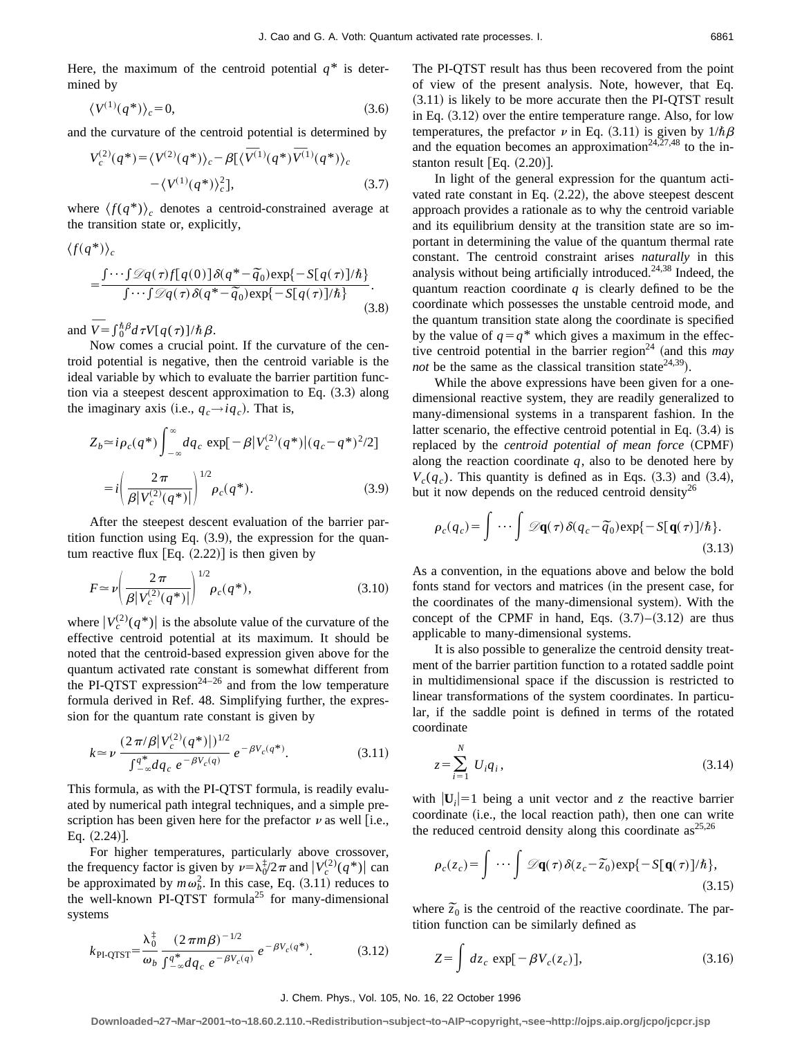Here, the maximum of the centroid potential $q^*$ is determined by

$$\langle V^{(1)}(q^*)\rangle_c = 0, \tag{3.6}$$

and the curvature of the centroid potential is determined by

$$V_c^{(2)}(q^*) = \langle V^{(2)}(q^*)\rangle_c - \beta[\langle \overline{V^{(1)}}(q^*)\overline{V^{(1)}}(q^*)\rangle_c - \langle V^{(1)}(q^*)\rangle_c^2], \tag{3.7}$$

where $\langle f(q^*)\rangle_c$ denotes a centroid-constrained average at the transition state or, explicitly,

$$\langle f(q^*)\rangle_c = \frac{\int \cdots \int \mathscr{D}q(\tau) f[q(0)]\,\delta(q^* - \tilde{q}_0)\exp\{-S[q(\tau)]/\hbar\}}{\int \cdots \int \mathscr{D}q(\tau)\,\delta(q^* - \tilde{q}_0)\exp\{-S[q(\tau)]/\hbar\}}. \tag{3.8}$$

and $\overline{V} = \int_0^{\hbar\beta} d\tau V[q(\tau)]/\hbar\beta$.

Now comes a crucial point. If the curvature of the centroid potential is negative, then the centroid variable is the ideal variable by which to evaluate the barrier partition function via a steepest descent approximation to Eq. (3.3) along the imaginary axis (i.e., $q_c \to iq_c$). That is,

$$Z_b \simeq i\rho_c(q^*)\int_{-\infty}^{\infty} dq_c \exp[-\beta|V_c^{(2)}(q^*)|(q_c - q^*)^2/2] = i\left(\frac{2\pi}{\beta|V_c^{(2)}(q^*)|}\right)^{1/2}\rho_c(q^*). \tag{3.9}$$

After the steepest descent evaluation of the barrier partition function using Eq. (3.9), the expression for the quantum reactive flux [Eq. (2.22)] is then given by

$$F \simeq \nu\left(\frac{2\pi}{\beta|V_c^{(2)}(q^*)|}\right)^{1/2}\rho_c(q^*), \tag{3.10}$$

where $|V_c^{(2)}(q^*)|$ is the absolute value of the curvature of the effective centroid potential at its maximum. It should be noted that the centroid-based expression given above for the quantum activated rate constant is somewhat different from the PI-QTST expression[24–26] and from the low temperature formula derived in Ref. 48. Simplifying further, the expression for the quantum rate constant is given by

$$k \simeq \nu\,\frac{(2\pi/\beta|V_c^{(2)}(q^*)|)^{1/2}}{\int_{-\infty}^{q^*} dq_c\, e^{-\beta V_c(q)}}\, e^{-\beta V_c(q^*)}. \tag{3.11}$$

This formula, as with the PI-QTST formula, is readily evaluated by numerical path integral techniques, and a simple prescription has been given here for the prefactor $\nu$ as well [i.e., Eq. (2.24)].

For higher temperatures, particularly above crossover, the frequency factor is given by $\nu = \lambda_0^\ddagger/2\pi$ and $|V_c^{(2)}(q^*)|$ can be approximated by $m\omega_b^2$. In this case, Eq. (3.11) reduces to the well-known PI-QTST formula[25] for many-dimensional systems

$$k_{\text{PI-QTST}} = \frac{\lambda_0^\ddagger}{\omega_b}\,\frac{(2\pi m\beta)^{-1/2}}{\int_{-\infty}^{q^*} dq_c\, e^{-\beta V_c(q)}}\, e^{-\beta V_c(q^*)}. \tag{3.12}$$

The PI-QTST result has thus been recovered from the point of view of the present analysis. Note, however, that Eq. (3.11) is likely to be more accurate then the PI-QTST result in Eq. (3.12) over the entire temperature range. Also, for low temperatures, the prefactor $\nu$ in Eq. (3.11) is given by $1/\hbar\beta$ and the equation becomes an approximation[24,27,48] to the instanton result [Eq. (2.20)].

In light of the general expression for the quantum activated rate constant in Eq. (2.22), the above steepest descent approach provides a rationale as to why the centroid variable and its equilibrium density at the transition state are so important in determining the value of the quantum thermal rate constant. The centroid constraint arises *naturally* in this analysis without being artificially introduced.[24,38] Indeed, the quantum reaction coordinate $q$ is clearly defined to be the coordinate which possesses the unstable centroid mode, and the quantum transition state along the coordinate is specified by the value of $q = q^*$ which gives a maximum in the effective centroid potential in the barrier region[24] (and this *may not* be the same as the classical transition state[24,39]).

While the above expressions have been given for a one-dimensional reactive system, they are readily generalized to many-dimensional systems in a transparent fashion. In the latter scenario, the effective centroid potential in Eq. (3.4) is replaced by the *centroid potential of mean force* (CPMF) along the reaction coordinate $q$, also to be denoted here by $V_c(q_c)$. This quantity is defined as in Eqs. (3.3) and (3.4), but it now depends on the reduced centroid density[26]

$$\rho_c(q_c) = \int \cdots \int \mathscr{D}\mathbf{q}(\tau)\,\delta(q_c - \tilde{q}_0)\exp\{-S[\mathbf{q}(\tau)]/\hbar\}. \tag{3.13}$$

As a convention, in the equations above and below the bold fonts stand for vectors and matrices (in the present case, for the coordinates of the many-dimensional system). With the concept of the CPMF in hand, Eqs. (3.7)–(3.12) are thus applicable to many-dimensional systems.

It is also possible to generalize the centroid density treatment of the barrier partition function to a rotated saddle point in multidimensional space if the discussion is restricted to linear transformations of the system coordinates. In particular, if the saddle point is defined in terms of the rotated coordinate

$$z = \sum_{i=1}^{N} U_i q_i, \tag{3.14}$$

with $|\mathbf{U}_i| = 1$ being a unit vector and $z$ the reactive barrier coordinate (i.e., the local reaction path), then one can write the reduced centroid density along this coordinate as[25,26]

$$\rho_c(z_c) = \int \cdots \int \mathscr{D}\mathbf{q}(\tau)\,\delta(z_c - \tilde{z}_0)\exp\{-S[\mathbf{q}(\tau)]/\hbar\}, \tag{3.15}$$

where $\tilde{z}_0$ is the centroid of the reactive coordinate. The partition function can be similarly defined as

$$Z = \int dz_c \exp[-\beta V_c(z_c)], \tag{3.16}$$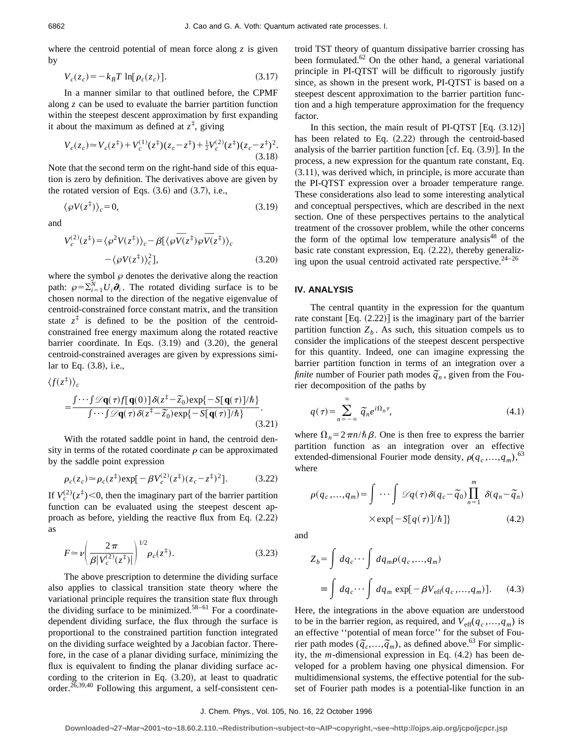where the centroid potential of mean force along $z$ is given by

$$V_c(z_c) = -k_B T \ln[\rho_c(z_c)]. \tag{3.17}$$

In a manner similar to that outlined before, the CPMF along $z$ can be used to evaluate the barrier partition function within the steepest descent approximation by first expanding it about the maximum as defined at $z^\ddagger$, giving

$$V_c(z_c) \simeq V_c(z^\ddagger) + V_c^{(1)}(z^\ddagger)(z_c - z^\ddagger) + \tfrac{1}{2} V_c^{(2)}(z^\ddagger)(z_c - z^\ddagger)^2. \tag{3.18}$$

Note that the second term on the right-hand side of this equation is zero by definition. The derivatives above are given by the rotated version of Eqs. (3.6) and (3.7), i.e.,

$$\langle \wp V(z^\ddagger) \rangle_c = 0, \tag{3.19}$$

and

$$V_c^{(2)}(z^\ddagger) = \langle \wp^2 V(z^\ddagger) \rangle_c - \beta [\langle \wp \overline{V}(z^\ddagger) \wp \overline{V}(z^\ddagger) \rangle_c - \langle \wp V(z^\ddagger) \rangle_c^2], \tag{3.20}$$

where the symbol $\wp$ denotes the derivative along the reaction path: $\wp = \sum_{i=1}^N U_i \boldsymbol{\partial}_i$. The rotated dividing surface is to be chosen normal to the direction of the negative eigenvalue of centroid-constrained force constant matrix, and the transition state $z^\ddagger$ is defined to be the position of the centroid-constrained free energy maximum along the rotated reactive barrier coordinate. In Eqs. (3.19) and (3.20), the general centroid-constrained averages are given by expressions similar to Eq. (3.8), i.e.,

$$\langle f(z^\ddagger) \rangle_c = \frac{\int \cdots \int \mathscr{D}\mathbf{q}(\tau) f[\mathbf{q}(0)] \delta(z^\ddagger - \tilde{z}_0) \exp\{-S[\mathbf{q}(\tau)]/\hbar\}}{\int \cdots \int \mathscr{D}\mathbf{q}(\tau) \delta(z^\ddagger - \tilde{z}_0) \exp\{-S[\mathbf{q}(\tau)]/\hbar\}}. \tag{3.21}$$

With the rotated saddle point in hand, the centroid density in terms of the rotated coordinate $\rho$ can be approximated by the saddle point expression

$$\rho_c(z_c) \simeq \rho_c(z^\ddagger) \exp[-\beta V_c^{(2)}(z^\ddagger)(z_c - z^\ddagger)^2]. \tag{3.22}$$

If $V_c^{(2)}(z^\ddagger) < 0$, then the imaginary part of the barrier partition function can be evaluated using the steepest descent approach as before, yielding the reactive flux from Eq. (2.22) as

$$F \simeq \nu \left( \frac{2\pi}{\beta |V_c^{(2)}(z^\ddagger)|} \right)^{1/2} \rho_c(z^\ddagger). \tag{3.23}$$

The above prescription to determine the dividing surface also applies to classical transition state theory where the variational principle requires the transition state flux through the dividing surface to be minimized.[58–61] For a coordinate-dependent dividing surface, the flux through the surface is proportional to the constrained partition function integrated on the dividing surface weighted by a Jacobian factor. Therefore, in the case of a planar dividing surface, minimizing the flux is equivalent to finding the planar dividing surface according to the criterion in Eq. (3.20), at least to quadratic order.[26,39,40] Following this argument, a self-consistent centroid TST theory of quantum dissipative barrier crossing has been formulated.[62] On the other hand, a general variational principle in PI-QTST will be difficult to rigorously justify since, as shown in the present work, PI-QTST is based on a steepest descent approximation to the barrier partition function and a high temperature approximation for the frequency factor.

In this section, the main result of PI-QTST [Eq. (3.12)] has been related to Eq. (2.22) through the centroid-based analysis of the barrier partition function [cf. Eq. (3.9)]. In the process, a new expression for the quantum rate constant, Eq. (3.11), was derived which, in principle, is more accurate than the PI-QTST expression over a broader temperature range. These considerations also lead to some interesting analytical and conceptual perspectives, which are described in the next section. One of these perspectives pertains to the analytical treatment of the crossover problem, while the other concerns the form of the optimal low temperature analysis[48] of the basic rate constant expression, Eq. (2.22), thereby generalizing upon the usual centroid activated rate perspective.[24–26]

## IV. ANALYSIS

The central quantity in the expression for the quantum rate constant [Eq. (2.22)] is the imaginary part of the barrier partition function $Z_b$. As such, this situation compels us to consider the implications of the steepest descent perspective for this quantity. Indeed, one can imagine expressing the barrier partition function in terms of an integration over a *finite* number of Fourier path modes $\tilde{q}_n$, given from the Fourier decomposition of the paths by

$$q(\tau) = \sum_{n=-\infty}^{\infty} \tilde{q}_n e^{i\Omega_n \tau}, \tag{4.1}$$

where $\Omega_n = 2\pi n/\hbar\beta$. One is then free to express the barrier partition function as an integration over an effective extended-dimensional Fourier mode density, $\rho(q_c,\ldots,q_m)$,[63] where

$$\rho(q_c,\ldots,q_m) = \int \cdots \int \mathscr{D}q(\tau) \delta(q_c - \tilde{q}_0) \prod_{n=1}^{m} \delta(q_n - \tilde{q}_n) \times \exp\{-S[q(\tau)]/\hbar\} \tag{4.2}$$

and

$$Z_b = \int dq_c \cdots \int dq_m \rho(q_c,\ldots,q_m) \equiv \int dq_c \cdots \int dq_m \exp[-\beta V_{\text{eff}}(q_c,\ldots,q_m)]. \tag{4.3}$$

Here, the integrations in the above equation are understood to be in the barrier region, as required, and $V_{\text{eff}}(q_c,\ldots,q_m)$ is an effective "potential of mean force" for the subset of Fourier path modes $(\tilde{q}_c,\ldots,\tilde{q}_m)$, as defined above.[63] For simplicity, the $m$-dimensional expression in Eq. (4.2) has been developed for a problem having one physical dimension. For multidimensional systems, the effective potential for the subset of Fourier path modes is a potential-like function in an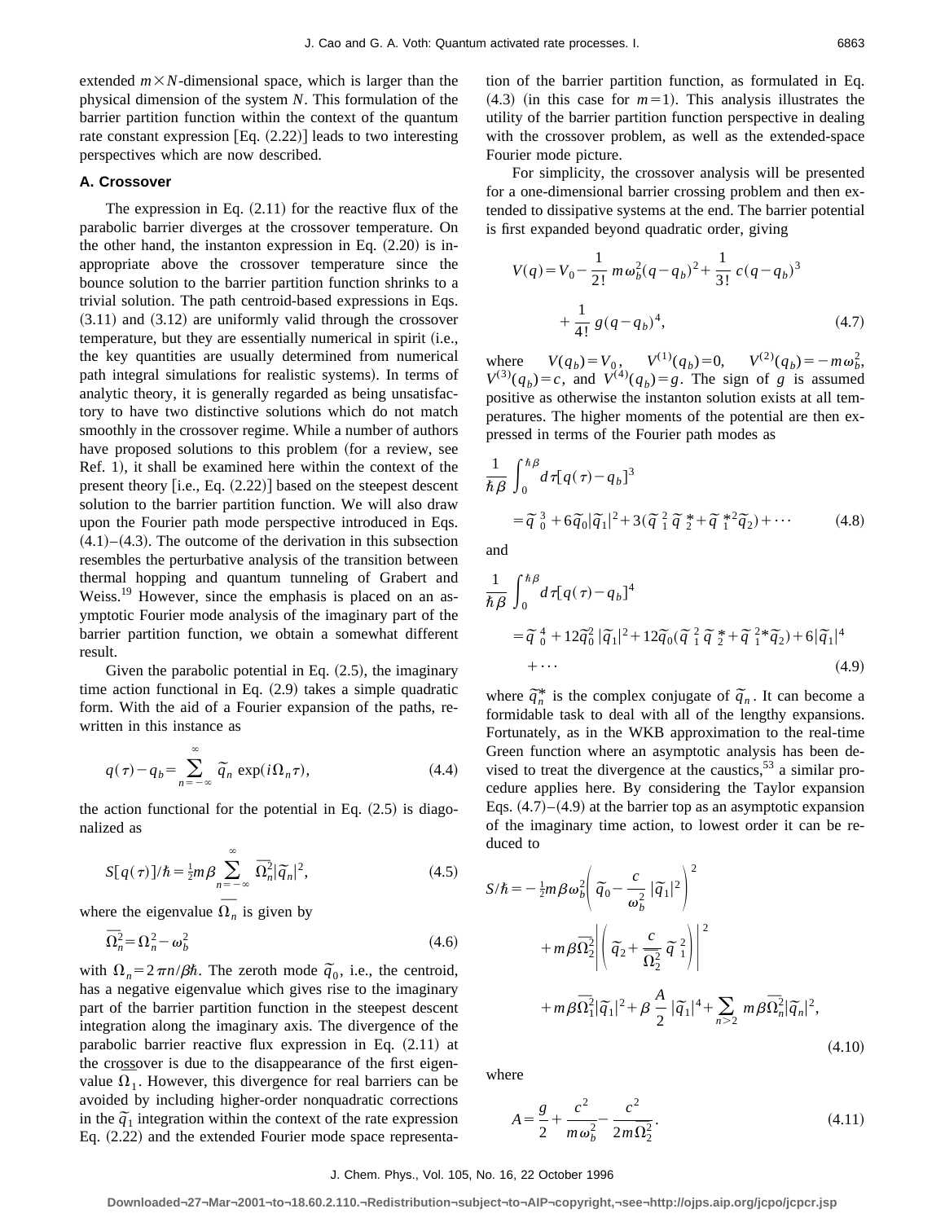extended $m \times N$-dimensional space, which is larger than the physical dimension of the system $N$. This formulation of the barrier partition function within the context of the quantum rate constant expression [Eq. (2.22)] leads to two interesting perspectives which are now described.

### A. Crossover

The expression in Eq. (2.11) for the reactive flux of the parabolic barrier diverges at the crossover temperature. On the other hand, the instanton expression in Eq. (2.20) is inappropriate above the crossover temperature since the bounce solution to the barrier partition function shrinks to a trivial solution. The path centroid-based expressions in Eqs. (3.11) and (3.12) are uniformly valid through the crossover temperature, but they are essentially numerical in spirit (i.e., the key quantities are usually determined from numerical path integral simulations for realistic systems). In terms of analytic theory, it is generally regarded as being unsatisfactory to have two distinctive solutions which do not match smoothly in the crossover regime. While a number of authors have proposed solutions to this problem (for a review, see Ref. 1), it shall be examined here within the context of the present theory [i.e., Eq. (2.22)] based on the steepest descent solution to the barrier partition function. We will also draw upon the Fourier path mode perspective introduced in Eqs. (4.1)–(4.3). The outcome of the derivation in this subsection resembles the perturbative analysis of the transition between thermal hopping and quantum tunneling of Grabert and Weiss.[19] However, since the emphasis is placed on an asymptotic Fourier mode analysis of the imaginary part of the barrier partition function, we obtain a somewhat different result.

Given the parabolic potential in Eq. (2.5), the imaginary time action functional in Eq. (2.9) takes a simple quadratic form. With the aid of a Fourier expansion of the paths, rewritten in this instance as

$$q(\tau)-q_b=\sum_{n=-\infty}^{\infty}\tilde{q}_n \exp(i\Omega_n\tau), \tag{4.4}$$

the action functional for the potential in Eq. (2.5) is diagonalized as

$$S[q(\tau)]/\hbar=\tfrac{1}{2}m\beta\sum_{n=-\infty}^{\infty}\overline{\Omega_n^2}|\tilde{q}_n|^2, \tag{4.5}$$

where the eigenvalue $\overline{\Omega_n}$ is given by

$$\overline{\Omega_n^2}=\Omega_n^2-\omega_b^2 \tag{4.6}$$

with $\Omega_n=2\pi n/\beta\hbar$. The zeroth mode $\tilde{q}_0$, i.e., the centroid, has a negative eigenvalue which gives rise to the imaginary part of the barrier partition function in the steepest descent integration along the imaginary axis. The divergence of the parabolic barrier reactive flux expression in Eq. (2.11) at the crossover is due to the disappearance of the first eigenvalue $\overline{\Omega}_1$. However, this divergence for real barriers can be avoided by including higher-order nonquadratic corrections in the $\tilde{q}_1$ integration within the context of the rate expression Eq. (2.22) and the extended Fourier mode space representation of the barrier partition function, as formulated in Eq. (4.3) (in this case for $m=1$). This analysis illustrates the utility of the barrier partition function perspective in dealing with the crossover problem, as well as the extended-space Fourier mode picture.

For simplicity, the crossover analysis will be presented for a one-dimensional barrier crossing problem and then extended to dissipative systems at the end. The barrier potential is first expanded beyond quadratic order, giving

$$V(q)=V_0-\frac{1}{2!}\,m\omega_b^2(q-q_b)^2+\frac{1}{3!}\,c(q-q_b)^3+\frac{1}{4!}\,g(q-q_b)^4, \tag{4.7}$$

where $V(q_b)=V_0$, $V^{(1)}(q_b)=0$, $V^{(2)}(q_b)=-m\omega_b^2$, $V^{(3)}(q_b)=c$, and $V^{(4)}(q_b)=g$. The sign of $g$ is assumed positive as otherwise the instanton solution exists at all temperatures. The higher moments of the potential are then expressed in terms of the Fourier path modes as

$$\frac{1}{\hbar\beta}\int_0^{\hbar\beta}d\tau[q(\tau)-q_b]^3=\tilde{q}_0^{\,3}+6\tilde{q}_0|\tilde{q}_1|^2+3(\tilde{q}_1^{\,2}\tilde{q}_2^{\,*}+\tilde{q}_1^{\,*2}\tilde{q}_2)+\cdots \tag{4.8}$$

and

$$\frac{1}{\hbar\beta}\int_0^{\hbar\beta}d\tau[q(\tau)-q_b]^4=\tilde{q}_0^{\,4}+12\tilde{q}_0^2|\tilde{q}_1|^2+12\tilde{q}_0(\tilde{q}_1^{\,2}\tilde{q}_2^{\,*}+\tilde{q}_1^{\,2*}\tilde{q}_2)+6|\tilde{q}_1|^4+\cdots \tag{4.9}$$

where $\tilde{q}_n^*$ is the complex conjugate of $\tilde{q}_n$. It can become a formidable task to deal with all of the lengthy expansions. Fortunately, as in the WKB approximation to the real-time Green function where an asymptotic analysis has been devised to treat the divergence at the caustics,[53] a similar procedure applies here. By considering the Taylor expansion Eqs. (4.7)–(4.9) at the barrier top as an asymptotic expansion of the imaginary time action, to lowest order it can be reduced to

$$\begin{aligned}S/\hbar=&-\tfrac{1}{2}m\beta\omega_b^2\left(\tilde{q}_0-\frac{c}{\omega_b^2}\,|\tilde{q}_1|^2\right)^2\\&+m\beta\overline{\Omega_2^2}\left|\left(\tilde{q}_2+\frac{c}{\overline{\Omega_2^2}}\,\tilde{q}_1^{\,2}\right)\right|^2\\&+m\beta\overline{\Omega_1^2}|\tilde{q}_1|^2+\beta\,\frac{A}{2}\,|\tilde{q}_1|^4+\sum_{n>2}m\beta\overline{\Omega_n^2}|\tilde{q}_n|^2,\end{aligned} \tag{4.10}$$

where

$$A=\frac{g}{2}+\frac{c^2}{m\omega_b^2}-\frac{c^2}{2m\overline{\Omega_2^2}}. \tag{4.11}$$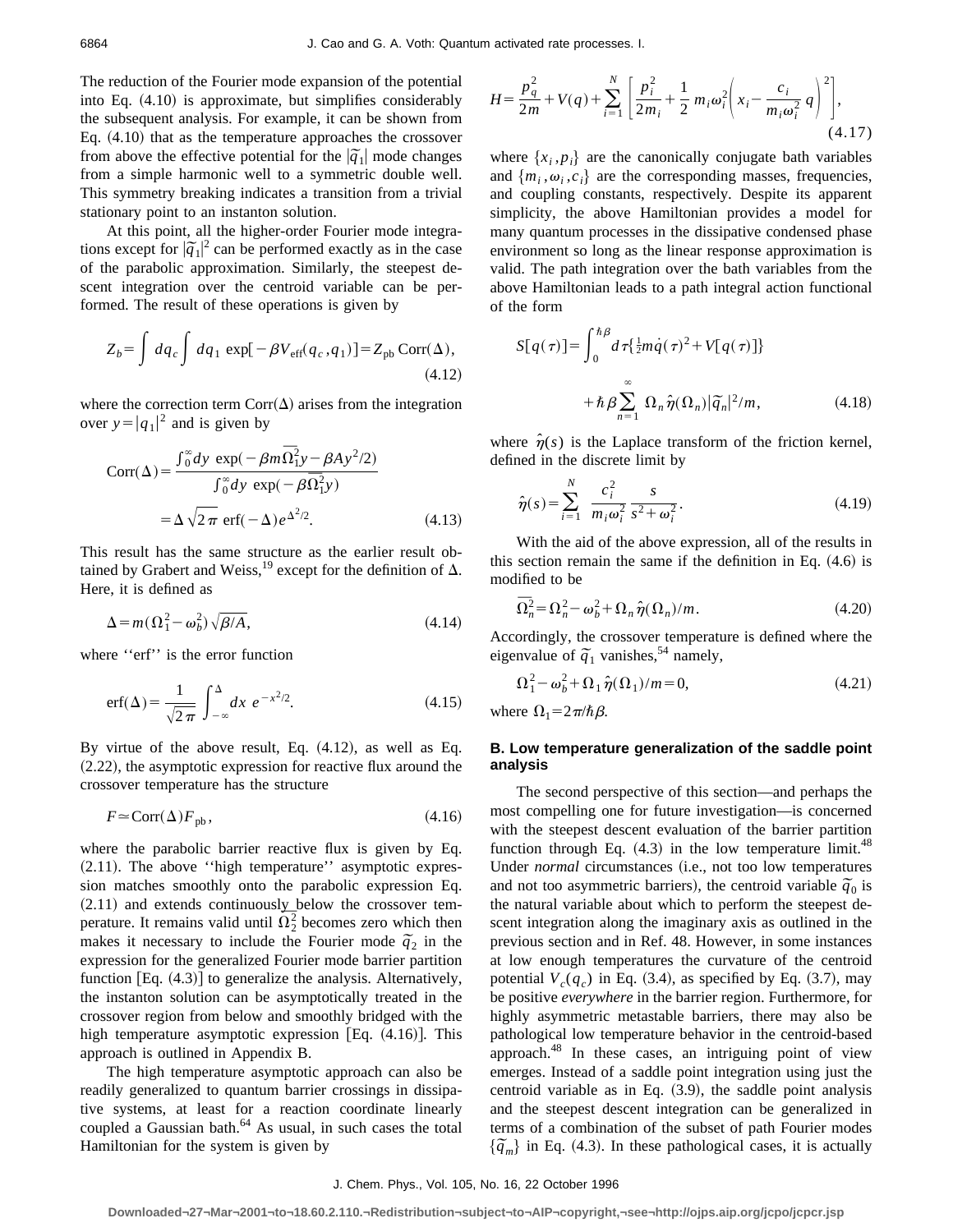The reduction of the Fourier mode expansion of the potential into Eq. (4.10) is approximate, but simplifies considerably the subsequent analysis. For example, it can be shown from Eq. (4.10) that as the temperature approaches the crossover from above the effective potential for the $|\tilde{q}_1|$ mode changes from a simple harmonic well to a symmetric double well. This symmetry breaking indicates a transition from a trivial stationary point to an instanton solution.

At this point, all the higher-order Fourier mode integrations except for $|\tilde{q}_1|^2$ can be performed exactly as in the case of the parabolic approximation. Similarly, the steepest descent integration over the centroid variable can be performed. The result of these operations is given by

$$Z_b = \int dq_c \int dq_1 \exp[-\beta V_{\rm eff}(q_c, q_1)] = Z_{\rm pb}\,{\rm Corr}(\Delta), \tag{4.12}$$

where the correction term ${\rm Corr}(\Delta)$ arises from the integration over $y = |q_1|^2$ and is given by

$$\begin{aligned}{\rm Corr}(\Delta) &= \frac{\int_0^\infty dy\, \exp(-\beta m \overline{\Omega_1^2} y - \beta A y^2/2)}{\int_0^\infty dy\, \exp(-\beta \overline{\Omega_1^2} y)} \\ &= \Delta \sqrt{2\pi}\, {\rm erf}(-\Delta) e^{\Delta^2/2}.\end{aligned} \tag{4.13}$$

This result has the same structure as the earlier result obtained by Grabert and Weiss,[19] except for the definition of $\Delta$. Here, it is defined as

$$\Delta = m(\Omega_1^2 - \omega_b^2)\sqrt{\beta/A}, \tag{4.14}$$

where "erf" is the error function

$${\rm erf}(\Delta) = \frac{1}{\sqrt{2\pi}} \int_{-\infty}^{\Delta} dx\, e^{-x^2/2}. \tag{4.15}$$

By virtue of the above result, Eq. (4.12), as well as Eq. (2.22), the asymptotic expression for reactive flux around the crossover temperature has the structure

$$F \simeq {\rm Corr}(\Delta) F_{\rm pb}, \tag{4.16}$$

where the parabolic barrier reactive flux is given by Eq. (2.11). The above "high temperature" asymptotic expression matches smoothly onto the parabolic expression Eq. (2.11) and extends continuously below the crossover temperature. It remains valid until $\overline{\Omega_2^2}$ becomes zero which then makes it necessary to include the Fourier mode $\tilde{q}_2$ in the expression for the generalized Fourier mode barrier partition function [Eq. (4.3)] to generalize the analysis. Alternatively, the instanton solution can be asymptotically treated in the crossover region from below and smoothly bridged with the high temperature asymptotic expression [Eq. (4.16)]. This approach is outlined in Appendix B.

The high temperature asymptotic approach can also be readily generalized to quantum barrier crossings in dissipative systems, at least for a reaction coordinate linearly coupled a Gaussian bath.[64] As usual, in such cases the total Hamiltonian for the system is given by

$$H = \frac{p_q^2}{2m} + V(q) + \sum_{i=1}^{N} \left[ \frac{p_i^2}{2m_i} + \frac{1}{2} m_i \omega_i^2 \left( x_i - \frac{c_i}{m_i \omega_i^2} q \right)^2 \right], \tag{4.17}$$

where $\{x_i, p_i\}$ are the canonically conjugate bath variables and $\{m_i, \omega_i, c_i\}$ are the corresponding masses, frequencies, and coupling constants, respectively. Despite its apparent simplicity, the above Hamiltonian provides a model for many quantum processes in the dissipative condensed phase environment so long as the linear response approximation is valid. The path integration over the bath variables from the above Hamiltonian leads to a path integral action functional of the form

$$\begin{aligned} S[q(\tau)] = &\int_0^{\hbar\beta} d\tau \{\tfrac{1}{2} m \dot{q}(\tau)^2 + V[q(\tau)]\} \\ &+ \hbar\beta \sum_{n=1}^{\infty} \Omega_n \hat{\eta}(\Omega_n) |\tilde{q}_n|^2 / m, \end{aligned} \tag{4.18}$$

where $\hat{\eta}(s)$ is the Laplace transform of the friction kernel, defined in the discrete limit by

$$\hat{\eta}(s) = \sum_{i=1}^{N} \frac{c_i^2}{m_i \omega_i^2} \frac{s}{s^2 + \omega_i^2}. \tag{4.19}$$

With the aid of the above expression, all of the results in this section remain the same if the definition in Eq. (4.6) is modified to be

$$\overline{\Omega_n^2} = \Omega_n^2 - \omega_b^2 + \Omega_n \hat{\eta}(\Omega_n)/m. \tag{4.20}$$

Accordingly, the crossover temperature is defined where the eigenvalue of $\tilde{q}_1$ vanishes,[54] namely,

$$\Omega_1^2 - \omega_b^2 + \Omega_1 \hat{\eta}(\Omega_1)/m = 0, \tag{4.21}$$

where $\Omega_1 = 2\pi/\hbar\beta$.

### B. Low temperature generalization of the saddle point analysis

The second perspective of this section—and perhaps the most compelling one for future investigation—is concerned with the steepest descent evaluation of the barrier partition function through Eq. (4.3) in the low temperature limit.[48] Under *normal* circumstances (i.e., not too low temperatures and not too asymmetric barriers), the centroid variable $\tilde{q}_0$ is the natural variable about which to perform the steepest descent integration along the imaginary axis as outlined in the previous section and in Ref. 48. However, in some instances at low enough temperatures the curvature of the centroid potential $V_c(q_c)$ in Eq. (3.4), as specified by Eq. (3.7), may be positive *everywhere* in the barrier region. Furthermore, for highly asymmetric metastable barriers, there may also be pathological low temperature behavior in the centroid-based approach.[48] In these cases, an intriguing point of view emerges. Instead of a saddle point integration using just the centroid variable as in Eq. (3.9), the saddle point analysis and the steepest descent integration can be generalized in terms of a combination of the subset of path Fourier modes $\{\tilde{q}_m\}$ in Eq. (4.3). In these pathological cases, it is actually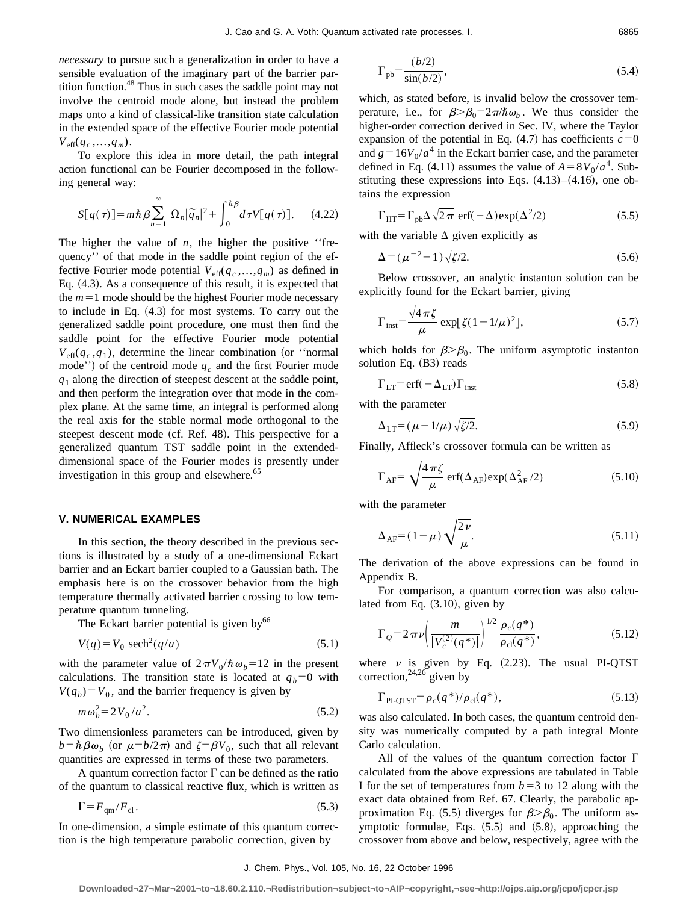*necessary* to pursue such a generalization in order to have a sensible evaluation of the imaginary part of the barrier partition function.[48] Thus in such cases the saddle point may not involve the centroid mode alone, but instead the problem maps onto a kind of classical-like transition state calculation in the extended space of the effective Fourier mode potential $V_{\rm eff}(q_c,...,q_m)$.

To explore this idea in more detail, the path integral action functional can be Fourier decomposed in the following general way:

$$S[q(\tau)] = m\hbar\beta \sum_{n=1}^{\infty} \Omega_n |\tilde{q}_n|^2 + \int_0^{\hbar\beta} d\tau V[q(\tau)]. \quad (4.22)$$

The higher the value of $n$, the higher the positive ''frequency'' of that mode in the saddle point region of the effective Fourier mode potential $V_{\rm eff}(q_c,...,q_m)$ as defined in Eq. (4.3). As a consequence of this result, it is expected that the $m=1$ mode should be the highest Fourier mode necessary to include in Eq. (4.3) for most systems. To carry out the generalized saddle point procedure, one must then find the saddle point for the effective Fourier mode potential $V_{\rm eff}(q_c,q_1)$, determine the linear combination (or ''normal mode'') of the centroid mode $q_c$ and the first Fourier mode $q_1$ along the direction of steepest descent at the saddle point, and then perform the integration over that mode in the complex plane. At the same time, an integral is performed along the real axis for the stable normal mode orthogonal to the steepest descent mode (cf. Ref. 48). This perspective for a generalized quantum TST saddle point in the extended-dimensional space of the Fourier modes is presently under investigation in this group and elsewhere.[65]

## V. NUMERICAL EXAMPLES

In this section, the theory described in the previous sections is illustrated by a study of a one-dimensional Eckart barrier and an Eckart barrier coupled to a Gaussian bath. The emphasis here is on the crossover behavior from the high temperature thermally activated barrier crossing to low temperature quantum tunneling.

The Eckart barrier potential is given by[66]

$$V(q) = V_0 \, \text{sech}^2(q/a) \quad (5.1)$$

with the parameter value of $2\pi V_0/\hbar\omega_b = 12$ in the present calculations. The transition state is located at $q_b=0$ with $V(q_b)=V_0$, and the barrier frequency is given by

$$m\omega_b^2 = 2V_0/a^2. \quad (5.2)$$

Two dimensionless parameters can be introduced, given by $b=\hbar\beta\omega_b$ (or $\mu=b/2\pi$) and $\zeta=\beta V_0$, such that all relevant quantities are expressed in terms of these two parameters.

A quantum correction factor $\Gamma$ can be defined as the ratio of the quantum to classical reactive flux, which is written as

$$\Gamma = F_{\rm qm}/F_{\rm cl}. \quad (5.3)$$

In one-dimension, a simple estimate of this quantum correction is the high temperature parabolic correction, given by

$$\Gamma_{\rm pb} = \frac{(b/2)}{\sin(b/2)}, \quad (5.4)$$

which, as stated before, is invalid below the crossover temperature, i.e., for $\beta > \beta_0 = 2\pi/\hbar\omega_b$. We thus consider the higher-order correction derived in Sec. IV, where the Taylor expansion of the potential in Eq. (4.7) has coefficients $c=0$ and $g=16V_0/a^4$ in the Eckart barrier case, and the parameter defined in Eq. (4.11) assumes the value of $A=8V_0/a^4$. Substituting these expressions into Eqs. (4.13)–(4.16), one obtains the expression

$$\Gamma_{\rm HT} = \Gamma_{\rm pb} \Delta \sqrt{2\pi} \, \text{erf}(-\Delta) \exp(\Delta^2/2) \quad (5.5)$$

with the variable $\Delta$ given explicitly as

$$\Delta = (\mu^{-2} - 1)\sqrt{\zeta/2}. \quad (5.6)$$

Below crossover, an analytic instanton solution can be explicitly found for the Eckart barrier, giving

$$\Gamma_{\rm inst} = \frac{\sqrt{4\pi\zeta}}{\mu} \exp[\zeta(1-1/\mu)^2], \quad (5.7)$$

which holds for $\beta > \beta_0$. The uniform asymptotic instanton solution Eq. (B3) reads

$$\Gamma_{\rm LT} = \text{erf}(-\Delta_{\rm LT}) \Gamma_{\rm inst} \quad (5.8)$$

with the parameter

$$\Delta_{\rm LT} = (\mu - 1/\mu)\sqrt{\zeta/2}. \quad (5.9)$$

Finally, Affleck's crossover formula can be written as

$$\Gamma_{\rm AF} = \sqrt{\frac{4\pi\zeta}{\mu}} \, \text{erf}(\Delta_{\rm AF}) \exp(\Delta_{\rm AF}^2/2) \quad (5.10)$$

with the parameter

$$\Delta_{\rm AF} = (1-\mu)\sqrt{\frac{2\nu}{\mu}}. \quad (5.11)$$

The derivation of the above expressions can be found in Appendix B.

For comparison, a quantum correction was also calculated from Eq. (3.10), given by

$$\Gamma_Q = 2\pi\nu \left( \frac{m}{|V_c^{(2)}(q^*)|} \right)^{1/2} \frac{\rho_c(q^*)}{\rho_{\rm cl}(q^*)}, \quad (5.12)$$

where $\nu$ is given by Eq. (2.23). The usual PI-QTST correction,[24,26] given by

$$\Gamma_{\text{PI-QTST}} = \rho_c(q^*)/\rho_{\rm cl}(q^*), \quad (5.13)$$

was also calculated. In both cases, the quantum centroid density was numerically computed by a path integral Monte Carlo calculation.

All of the values of the quantum correction factor $\Gamma$ calculated from the above expressions are tabulated in Table I for the set of temperatures from $b=3$ to 12 along with the exact data obtained from Ref. 67. Clearly, the parabolic approximation Eq. (5.5) diverges for $\beta > \beta_0$. The uniform asymptotic formulae, Eqs. (5.5) and (5.8), approaching the crossover from above and below, respectively, agree with the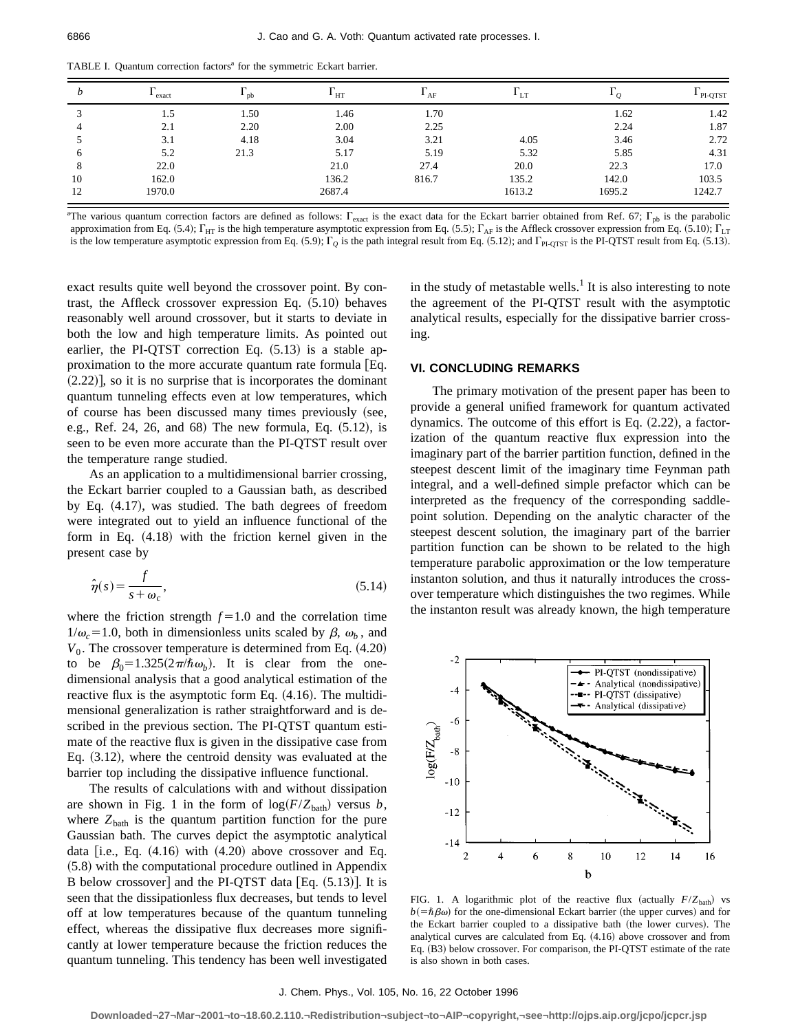TABLE I. Quantum correction factors[a] for the symmetric Eckart barrier.

| $b$ | $\Gamma_{\text{exact}}$ | $\Gamma_{\text{pb}}$ | $\Gamma_{\text{HT}}$ | $\Gamma_{\text{AF}}$ | $\Gamma_{\text{LT}}$ | $\Gamma_Q$ | $\Gamma_{\text{PI-QTST}}$ |
|---|---|---|---|---|---|---|---|
| 3 | 1.5 | 1.50 | 1.46 | 1.70 | | 1.62 | 1.42 |
| 4 | 2.1 | 2.20 | 2.00 | 2.25 | | 2.24 | 1.87 |
| 5 | 3.1 | 4.18 | 3.04 | 3.21 | 4.05 | 3.46 | 2.72 |
| 6 | 5.2 | 21.3 | 5.17 | 5.19 | 5.32 | 5.85 | 4.31 |
| 8 | 22.0 | | 21.0 | 27.4 | 20.0 | 22.3 | 17.0 |
| 10 | 162.0 | | 136.2 | 816.7 | 135.2 | 142.0 | 103.5 |
| 12 | 1970.0 | | 2687.4 | | 1613.2 | 1695.2 | 1242.7 |

[a]The various quantum correction factors are defined as follows: $\Gamma_{\text{exact}}$ is the exact data for the Eckart barrier obtained from Ref. 67; $\Gamma_{\text{pb}}$ is the parabolic approximation from Eq. (5.4); $\Gamma_{\text{HT}}$ is the high temperature asymptotic expression from Eq. (5.5); $\Gamma_{\text{AF}}$ is the Affleck crossover expression from Eq. (5.10); $\Gamma_{\text{LT}}$ is the low temperature asymptotic expression from Eq. (5.9); $\Gamma_Q$ is the path integral result from Eq. (5.12); and $\Gamma_{\text{PI-QTST}}$ is the PI-QTST result from Eq. (5.13).

exact results quite well beyond the crossover point. By contrast, the Affleck crossover expression Eq. (5.10) behaves reasonably well around crossover, but it starts to deviate in both the low and high temperature limits. As pointed out earlier, the PI-QTST correction Eq. (5.13) is a stable approximation to the more accurate quantum rate formula [Eq. (2.22)], so it is no surprise that is incorporates the dominant quantum tunneling effects even at low temperatures, which of course has been discussed many times previously (see, e.g., Ref. 24, 26, and 68) The new formula, Eq. (5.12), is seen to be even more accurate than the PI-QTST result over the temperature range studied.

As an application to a multidimensional barrier crossing, the Eckart barrier coupled to a Gaussian bath, as described by Eq. (4.17), was studied. The bath degrees of freedom were integrated out to yield an influence functional of the form in Eq. (4.18) with the friction kernel given in the present case by

$$\hat{\eta}(s)=\frac{f}{s+\omega_c}, \tag{5.14}$$

where the friction strength $f=1.0$ and the correlation time $1/\omega_c=1.0$, both in dimensionless units scaled by $\beta$, $\omega_b$, and $V_0$. The crossover temperature is determined from Eq. (4.20) to be $\beta_0=1.325(2\pi/\hbar\omega_b)$. It is clear from the one-dimensional analysis that a good analytical estimation of the reactive flux is the asymptotic form Eq. (4.16). The multidimensional generalization is rather straightforward and is described in the previous section. The PI-QTST quantum estimate of the reactive flux is given in the dissipative case from Eq. (3.12), where the centroid density was evaluated at the barrier top including the dissipative influence functional.

The results of calculations with and without dissipation are shown in Fig. 1 in the form of $\log(F/Z_{\text{bath}})$ versus $b$, where $Z_{\text{bath}}$ is the quantum partition function for the pure Gaussian bath. The curves depict the asymptotic analytical data [i.e., Eq. (4.16) with (4.20) above crossover and Eq. (5.8) with the computational procedure outlined in Appendix B below crossover] and the PI-QTST data [Eq. (5.13)]. It is seen that the dissipationless flux decreases, but tends to level off at low temperatures because of the quantum tunneling effect, whereas the dissipative flux decreases more significantly at lower temperature because the friction reduces the quantum tunneling. This tendency has been well investigated in the study of metastable wells.[1] It is also interesting to note the agreement of the PI-QTST result with the asymptotic analytical results, especially for the dissipative barrier crossing.

## VI. CONCLUDING REMARKS

The primary motivation of the present paper has been to provide a general unified framework for quantum activated dynamics. The outcome of this effort is Eq. (2.22), a factorization of the quantum reactive flux expression into the imaginary part of the barrier partition function, defined in the steepest descent limit of the imaginary time Feynman path integral, and a well-defined simple prefactor which can be interpreted as the frequency of the corresponding saddle-point solution. Depending on the analytic character of the steepest descent solution, the imaginary part of the barrier partition function can be shown to be related to the high temperature parabolic approximation or the low temperature instanton solution, and thus it naturally introduces the crossover temperature which distinguishes the two regimes. While the instanton result was already known, the high temperature

FIG. 1. A logarithmic plot of the reactive flux (actually $F/Z_{\text{bath}}$) vs $b(=\hbar\beta\omega)$ for the one-dimensional Eckart barrier (the upper curves) and for the Eckart barrier coupled to a dissipative bath (the lower curves). The analytical curves are calculated from Eq. (4.16) above crossover and from Eq. (B3) below crossover. For comparison, the PI-QTST estimate of the rate is also shown in both cases.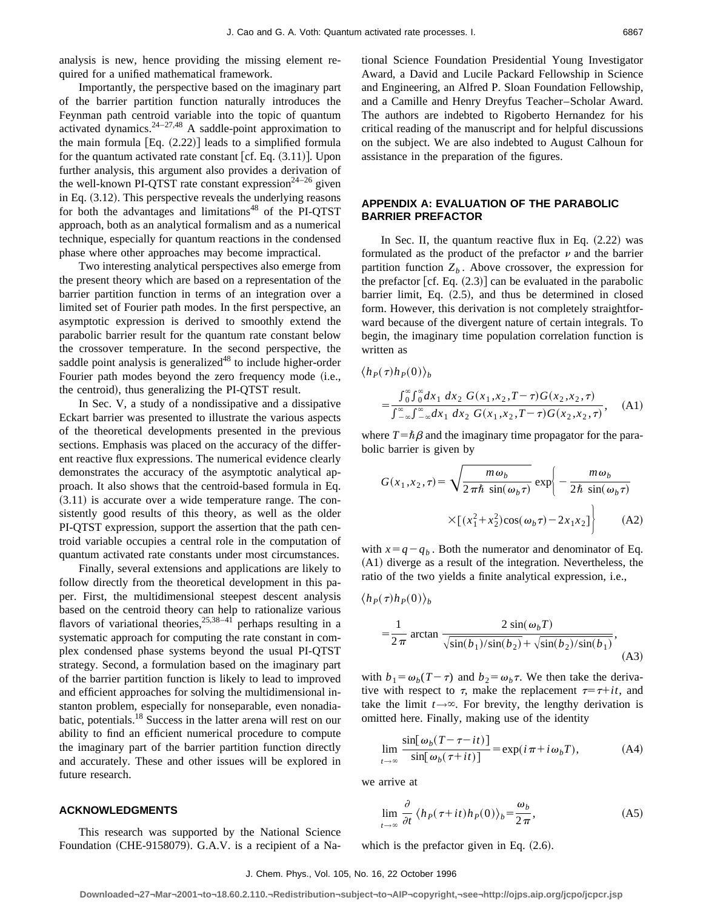analysis is new, hence providing the missing element required for a unified mathematical framework.

Importantly, the perspective based on the imaginary part of the barrier partition function naturally introduces the Feynman path centroid variable into the topic of quantum activated dynamics.[24–27,48] A saddle-point approximation to the main formula [Eq. (2.22)] leads to a simplified formula for the quantum activated rate constant [cf. Eq. (3.11)]. Upon further analysis, this argument also provides a derivation of the well-known PI-QTST rate constant expression[24–26] given in Eq. (3.12). This perspective reveals the underlying reasons for both the advantages and limitations[48] of the PI-QTST approach, both as an analytical formalism and as a numerical technique, especially for quantum reactions in the condensed phase where other approaches may become impractical.

Two interesting analytical perspectives also emerge from the present theory which are based on a representation of the barrier partition function in terms of an integration over a limited set of Fourier path modes. In the first perspective, an asymptotic expression is derived to smoothly extend the parabolic barrier result for the quantum rate constant below the crossover temperature. In the second perspective, the saddle point analysis is generalized[48] to include higher-order Fourier path modes beyond the zero frequency mode (i.e., the centroid), thus generalizing the PI-QTST result.

In Sec. V, a study of a nondissipative and a dissipative Eckart barrier was presented to illustrate the various aspects of the theoretical developments presented in the previous sections. Emphasis was placed on the accuracy of the different reactive flux expressions. The numerical evidence clearly demonstrates the accuracy of the asymptotic analytical approach. It also shows that the centroid-based formula in Eq. (3.11) is accurate over a wide temperature range. The consistently good results of this theory, as well as the older PI-QTST expression, support the assertion that the path centroid variable occupies a central role in the computation of quantum activated rate constants under most circumstances.

Finally, several extensions and applications are likely to follow directly from the theoretical development in this paper. First, the multidimensional steepest descent analysis based on the centroid theory can help to rationalize various flavors of variational theories,[25,38–41] perhaps resulting in a systematic approach for computing the rate constant in complex condensed phase systems beyond the usual PI-QTST strategy. Second, a formulation based on the imaginary part of the barrier partition function is likely to lead to improved and efficient approaches for solving the multidimensional instanton problem, especially for nonseparable, even nonadiabatic, potentials.[18] Success in the latter arena will rest on our ability to find an efficient numerical procedure to compute the imaginary part of the barrier partition function directly and accurately. These and other issues will be explored in future research.

## ACKNOWLEDGMENTS

This research was supported by the National Science Foundation (CHE-9158079). G.A.V. is a recipient of a National Science Foundation Presidential Young Investigator Award, a David and Lucile Packard Fellowship in Science and Engineering, an Alfred P. Sloan Foundation Fellowship, and a Camille and Henry Dreyfus Teacher–Scholar Award. The authors are indebted to Rigoberto Hernandez for his critical reading of the manuscript and for helpful discussions on the subject. We are also indebted to August Calhoun for assistance in the preparation of the figures.

## APPENDIX A: EVALUATION OF THE PARABOLIC BARRIER PREFACTOR

In Sec. II, the quantum reactive flux in Eq. (2.22) was formulated as the product of the prefactor $\nu$ and the barrier partition function $Z_b$. Above crossover, the expression for the prefactor [cf. Eq. (2.3)] can be evaluated in the parabolic barrier limit, Eq. (2.5), and thus be determined in closed form. However, this derivation is not completely straightforward because of the divergent nature of certain integrals. To begin, the imaginary time population correlation function is written as

$$\langle h_P(\tau)h_P(0)\rangle_b = \frac{\int_0^\infty\int_0^\infty dx_1\, dx_2\, G(x_1,x_2,T-\tau)G(x_2,x_2,\tau)}{\int_{-\infty}^\infty\int_{-\infty}^\infty dx_1\, dx_2\, G(x_1,x_2,T-\tau)G(x_2,x_2,\tau)}, \quad \text{(A1)}$$

where $T=\hbar\beta$ and the imaginary time propagator for the parabolic barrier is given by

$$G(x_1,x_2,\tau)=\sqrt{\frac{m\omega_b}{2\pi\hbar\,\sin(\omega_b\tau)}}\exp\left\{-\frac{m\omega_b}{2\hbar\,\sin(\omega_b\tau)}\times[(x_1^2+x_2^2)\cos(\omega_b\tau)-2x_1x_2]\right\} \quad \text{(A2)}$$

with $x=q-q_b$. Both the numerator and denominator of Eq. (A1) diverge as a result of the integration. Nevertheless, the ratio of the two yields a finite analytical expression, i.e.,

$$\langle h_P(\tau)h_P(0)\rangle_b = \frac{1}{2\pi}\arctan\frac{2\sin(\omega_b T)}{\sqrt{\sin(b_1)/\sin(b_2)}+\sqrt{\sin(b_2)/\sin(b_1)}}, \quad \text{(A3)}$$

with $b_1=\omega_b(T-\tau)$ and $b_2=\omega_b\tau$. We then take the derivative with respect to $\tau$, make the replacement $\tau=\tau+it$, and take the limit $t\rightarrow\infty$. For brevity, the lengthy derivation is omitted here. Finally, making use of the identity

$$\lim_{t\rightarrow\infty}\frac{\sin[\omega_b(T-\tau-it)]}{\sin[\omega_b(\tau+it)]}=\exp(i\pi+i\omega_b T), \quad \text{(A4)}$$

we arrive at

$$\lim_{t\rightarrow\infty}\frac{\partial}{\partial t}\langle h_P(\tau+it)h_P(0)\rangle_b=\frac{\omega_b}{2\pi}, \quad \text{(A5)}$$

which is the prefactor given in Eq. (2.6).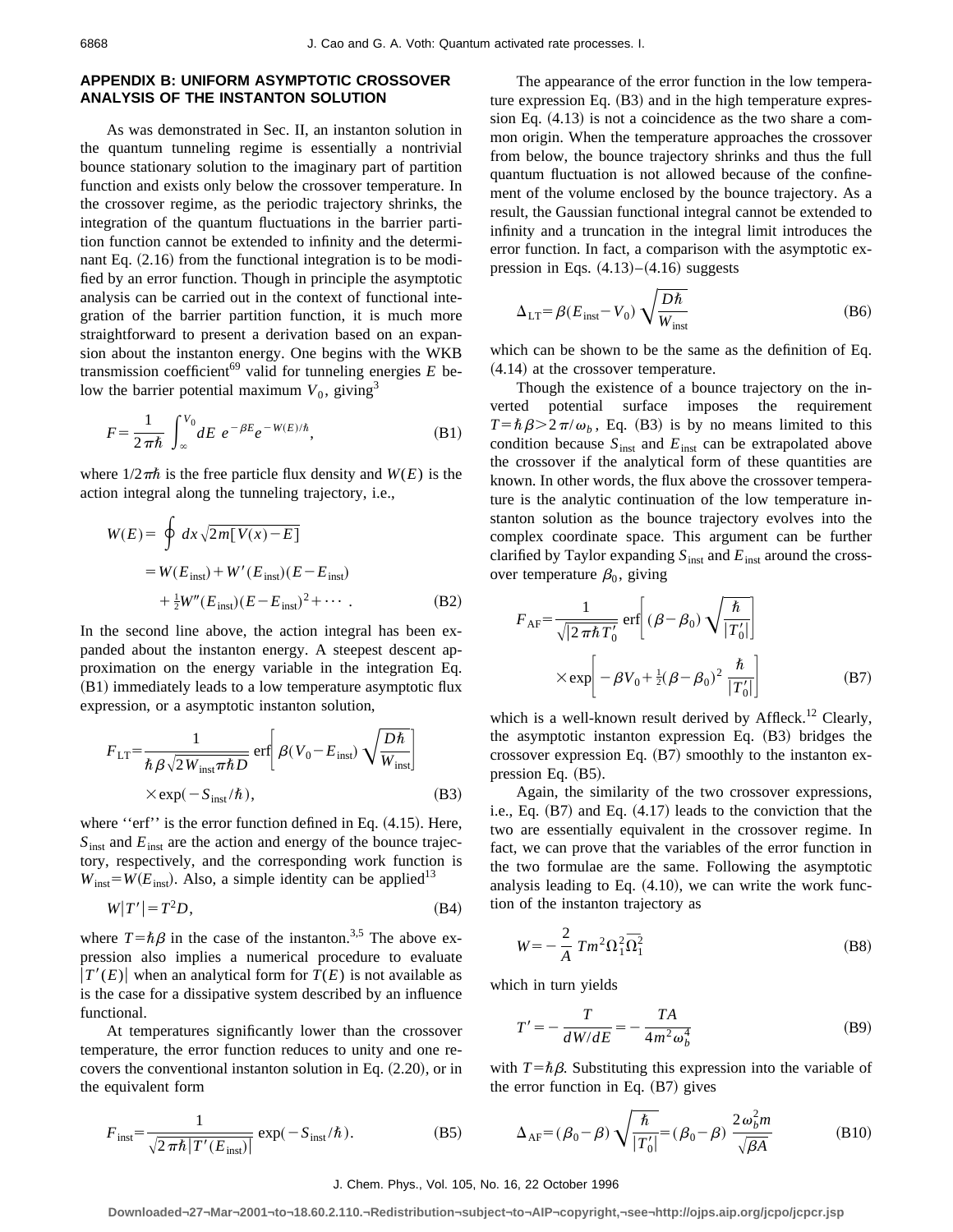## APPENDIX B: UNIFORM ASYMPTOTIC CROSSOVER ANALYSIS OF THE INSTANTON SOLUTION

As was demonstrated in Sec. II, an instanton solution in the quantum tunneling regime is essentially a nontrivial bounce stationary solution to the imaginary part of partition function and exists only below the crossover temperature. In the crossover regime, as the periodic trajectory shrinks, the integration of the quantum fluctuations in the barrier partition function cannot be extended to infinity and the determinant Eq. (2.16) from the functional integration is to be modified by an error function. Though in principle the asymptotic analysis can be carried out in the context of functional integration of the barrier partition function, it is much more straightforward to present a derivation based on an expansion about the instanton energy. One begins with the WKB transmission coefficient[69] valid for tunneling energies $E$ below the barrier potential maximum $V_0$, giving[3]

$$F=\frac{1}{2\pi\hbar}\int_{\infty}^{V_0} dE\ e^{-\beta E}e^{-W(E)/\hbar}, \tag{B1}$$

where $1/2\pi\hbar$ is the free particle flux density and $W(E)$ is the action integral along the tunneling trajectory, i.e.,

$$\begin{aligned}W(E)&=\oint dx\sqrt{2m[V(x)-E]}\\&=W(E_{\rm inst})+W'(E_{\rm inst})(E-E_{\rm inst})\\&\quad+\tfrac{1}{2}W''(E_{\rm inst})(E-E_{\rm inst})^2+\cdots .\end{aligned} \tag{B2}$$

In the second line above, the action integral has been expanded about the instanton energy. A steepest descent approximation on the energy variable in the integration Eq. (B1) immediately leads to a low temperature asymptotic flux expression, or a asymptotic instanton solution,

$$\begin{aligned}F_{\rm LT}=&\frac{1}{\hbar\beta\sqrt{2W_{\rm inst}\pi\hbar D}}\ {\rm erf}\left[\beta(V_0-E_{\rm inst})\sqrt{\frac{D\hbar}{W_{\rm inst}}}\right]\\&\times\exp(-S_{\rm inst}/\hbar),\end{aligned} \tag{B3}$$

where "erf" is the error function defined in Eq. (4.15). Here, $S_{\rm inst}$ and $E_{\rm inst}$ are the action and energy of the bounce trajectory, respectively, and the corresponding work function is $W_{\rm inst}=W(E_{\rm inst})$. Also, a simple identity can be applied[13]

$$W|T'|=T^2D, \tag{B4}$$

where $T=\hbar\beta$ in the case of the instanton.[3,5] The above expression also implies a numerical procedure to evaluate $|T'(E)|$ when an analytical form for $T(E)$ is not available as is the case for a dissipative system described by an influence functional.

At temperatures significantly lower than the crossover temperature, the error function reduces to unity and one recovers the conventional instanton solution in Eq. (2.20), or in the equivalent form

$$F_{\rm inst}=\frac{1}{\sqrt{2\pi\hbar|T'(E_{\rm inst})|}}\ \exp(-S_{\rm inst}/\hbar). \tag{B5}$$

The appearance of the error function in the low temperature expression Eq. (B3) and in the high temperature expression Eq. (4.13) is not a coincidence as the two share a common origin. When the temperature approaches the crossover from below, the bounce trajectory shrinks and thus the full quantum fluctuation is not allowed because of the confinement of the volume enclosed by the bounce trajectory. As a result, the Gaussian functional integral cannot be extended to infinity and a truncation in the integral limit introduces the error function. In fact, a comparison with the asymptotic expression in Eqs. (4.13)–(4.16) suggests

$$\Delta_{\rm LT}=\beta(E_{\rm inst}-V_0)\sqrt{\frac{D\hbar}{W_{\rm inst}}} \tag{B6}$$

which can be shown to be the same as the definition of Eq. (4.14) at the crossover temperature.

Though the existence of a bounce trajectory on the inverted potential surface imposes the requirement $T=\hbar\beta>2\pi/\omega_b$, Eq. (B3) is by no means limited to this condition because $S_{\rm inst}$ and $E_{\rm inst}$ can be extrapolated above the crossover if the analytical form of these quantities are known. In other words, the flux above the crossover temperature is the analytic continuation of the low temperature instanton solution as the bounce trajectory evolves into the complex coordinate space. This argument can be further clarified by Taylor expanding $S_{\rm inst}$ and $E_{\rm inst}$ around the crossover temperature $\beta_0$, giving

$$\begin{aligned}F_{\rm AF}=&\frac{1}{\sqrt{|2\pi\hbar T_0'|}}\ {\rm erf}\left[(\beta-\beta_0)\sqrt{\frac{\hbar}{|T_0'|}}\right]\\&\times\exp\left[-\beta V_0+\tfrac{1}{2}(\beta-\beta_0)^2\ \frac{\hbar}{|T_0'|}\right]\end{aligned} \tag{B7}$$

which is a well-known result derived by Affleck.[12] Clearly, the asymptotic instanton expression Eq. (B3) bridges the crossover expression Eq. (B7) smoothly to the instanton expression Eq. (B5).

Again, the similarity of the two crossover expressions, i.e., Eq. (B7) and Eq. (4.17) leads to the conviction that the two are essentially equivalent in the crossover regime. In fact, we can prove that the variables of the error function in the two formulae are the same. Following the asymptotic analysis leading to Eq. (4.10), we can write the work function of the instanton trajectory as

$$W=-\frac{2}{A}\ Tm^2\Omega_1^2\overline{\Omega_1^2} \tag{B8}$$

which in turn yields

$$T'=-\frac{T}{dW/dE}=-\frac{TA}{4m^2\omega_b^4} \tag{B9}$$

with $T=\hbar\beta$. Substituting this expression into the variable of the error function in Eq. (B7) gives

$$\Delta_{\rm AF}=(\beta_0-\beta)\sqrt{\frac{\hbar}{|T_0'|}}=(\beta_0-\beta)\ \frac{2\omega_b^2m}{\sqrt{\beta A}} \tag{B10}$$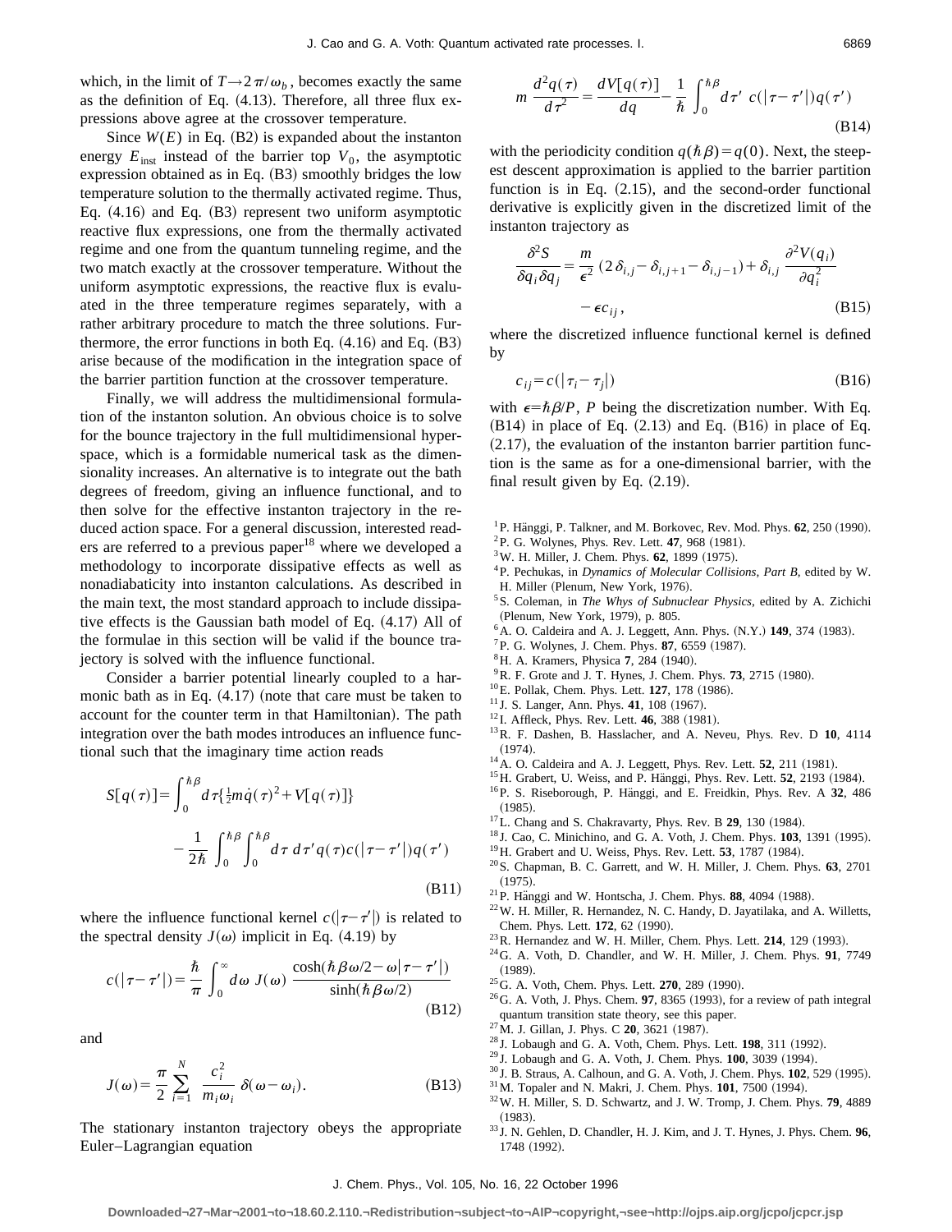which, in the limit of $T \to 2\pi/\omega_b$, becomes exactly the same as the definition of Eq. (4.13). Therefore, all three flux expressions above agree at the crossover temperature.

Since $W(E)$ in Eq. (B2) is expanded about the instanton energy $E_{\rm inst}$ instead of the barrier top $V_0$, the asymptotic expression obtained as in Eq. (B3) smoothly bridges the low temperature solution to the thermally activated regime. Thus, Eq. (4.16) and Eq. (B3) represent two uniform asymptotic reactive flux expressions, one from the thermally activated regime and one from the quantum tunneling regime, and the two match exactly at the crossover temperature. Without the uniform asymptotic expressions, the reactive flux is evaluated in the three temperature regimes separately, with a rather arbitrary procedure to match the three solutions. Furthermore, the error functions in both Eq. (4.16) and Eq. (B3) arise because of the modification in the integration space of the barrier partition function at the crossover temperature.

Finally, we will address the multidimensional formulation of the instanton solution. An obvious choice is to solve for the bounce trajectory in the full multidimensional hyperspace, which is a formidable numerical task as the dimensionality increases. An alternative is to integrate out the bath degrees of freedom, giving an influence functional, and to then solve for the effective instanton trajectory in the reduced action space. For a general discussion, interested readers are referred to a previous paper[18] where we developed a methodology to incorporate dissipative effects as well as nonadiabaticity into instanton calculations. As described in the main text, the most standard approach to include dissipative effects is the Gaussian bath model of Eq. (4.17) All of the formulae in this section will be valid if the bounce trajectory is solved with the influence functional.

Consider a barrier potential linearly coupled to a harmonic bath as in Eq. (4.17) (note that care must be taken to account for the counter term in that Hamiltonian). The path integration over the bath modes introduces an influence functional such that the imaginary time action reads

$$S[q(\tau)] = \int_0^{\hbar\beta} d\tau \{\tfrac{1}{2} m \dot{q}(\tau)^2 + V[q(\tau)]\} - \frac{1}{2\hbar} \int_0^{\hbar\beta} \int_0^{\hbar\beta} d\tau\, d\tau'\, q(\tau) c(|\tau-\tau'|) q(\tau') \tag{B11}$$

where the influence functional kernel $c(|\tau-\tau'|)$ is related to the spectral density $J(\omega)$ implicit in Eq. (4.19) by

$$c(|\tau-\tau'|) = \frac{\hbar}{\pi} \int_0^\infty d\omega\, J(\omega) \frac{\cosh(\hbar\beta\omega/2 - \omega|\tau-\tau'|)}{\sinh(\hbar\beta\omega/2)} \tag{B12}$$

and

$$J(\omega) = \frac{\pi}{2} \sum_{i=1}^{N} \frac{c_i^2}{m_i \omega_i} \delta(\omega - \omega_i). \tag{B13}$$

The stationary instanton trajectory obeys the appropriate Euler–Lagrangian equation

$$m \frac{d^2 q(\tau)}{d\tau^2} = \frac{dV[q(\tau)]}{dq} - \frac{1}{\hbar} \int_0^{\hbar\beta} d\tau'\, c(|\tau-\tau'|) q(\tau') \tag{B14}$$

with the periodicity condition $q(\hbar\beta) = q(0)$. Next, the steepest descent approximation is applied to the barrier partition function is in Eq. (2.15), and the second-order functional derivative is explicitly given in the discretized limit of the instanton trajectory as

$$\frac{\delta^2 S}{\delta q_i \delta q_j} = \frac{m}{\epsilon^2} (2\delta_{i,j} - \delta_{i,j+1} - \delta_{i,j-1}) + \delta_{i,j} \frac{\partial^2 V(q_i)}{\partial q_i^2} - \epsilon c_{ij}, \tag{B15}$$

where the discretized influence functional kernel is defined by

$$c_{ij} = c(|\tau_i - \tau_j|) \tag{B16}$$

with $\epsilon = \hbar\beta/P$, $P$ being the discretization number. With Eq. (B14) in place of Eq. (2.13) and Eq. (B16) in place of Eq. (2.17), the evaluation of the instanton barrier partition function is the same as for a one-dimensional barrier, with the final result given by Eq. (2.19).

[1] P. Hänggi, P. Talkner, and M. Borkovec, Rev. Mod. Phys. **62**, 250 (1990).
[2] P. G. Wolynes, Phys. Rev. Lett. **47**, 968 (1981).
[3] W. H. Miller, J. Chem. Phys. **62**, 1899 (1975).
[4] P. Pechukas, in *Dynamics of Molecular Collisions, Part B*, edited by W. H. Miller (Plenum, New York, 1976).
[5] S. Coleman, in *The Whys of Subnuclear Physics*, edited by A. Zichichi (Plenum, New York, 1979), p. 805.
[6] A. O. Caldeira and A. J. Leggett, Ann. Phys. (N.Y.) **149**, 374 (1983).
[7] P. G. Wolynes, J. Chem. Phys. **87**, 6559 (1987).
[8] H. A. Kramers, Physica **7**, 284 (1940).
[9] R. F. Grote and J. T. Hynes, J. Chem. Phys. **73**, 2715 (1980).
[10] E. Pollak, Chem. Phys. Lett. **127**, 178 (1986).
[11] J. S. Langer, Ann. Phys. **41**, 108 (1967).
[12] I. Affleck, Phys. Rev. Lett. **46**, 388 (1981).
[13] R. F. Dashen, B. Hasslacher, and A. Neveu, Phys. Rev. D **10**, 4114 (1974).
[14] A. O. Caldeira and A. J. Leggett, Phys. Rev. Lett. **52**, 211 (1981).
[15] H. Grabert, U. Weiss, and P. Hänggi, Phys. Rev. Lett. **52**, 2193 (1984).
[16] P. S. Riseborough, P. Hänggi, and E. Freidkin, Phys. Rev. A **32**, 486 (1985).
[17] L. Chang and S. Chakravarty, Phys. Rev. B **29**, 130 (1984).
[18] J. Cao, C. Minichino, and G. A. Voth, J. Chem. Phys. **103**, 1391 (1995).
[19] H. Grabert and U. Weiss, Phys. Rev. Lett. **53**, 1787 (1984).
[20] S. Chapman, B. C. Garrett, and W. H. Miller, J. Chem. Phys. **63**, 2701 (1975).
[21] P. Hänggi and W. Hontscha, J. Chem. Phys. **88**, 4094 (1988).
[22] W. H. Miller, R. Hernandez, N. C. Handy, D. Jayatilaka, and A. Willetts, Chem. Phys. Lett. **172**, 62 (1990).
[23] R. Hernandez and W. H. Miller, Chem. Phys. Lett. **214**, 129 (1993).
[24] G. A. Voth, D. Chandler, and W. H. Miller, J. Chem. Phys. **91**, 7749 (1989).
[25] G. A. Voth, Chem. Phys. Lett. **270**, 289 (1990).
[26] G. A. Voth, J. Phys. Chem. **97**, 8365 (1993), for a review of path integral quantum transition state theory, see this paper.
[27] M. J. Gillan, J. Phys. C **20**, 3621 (1987).
[28] J. Lobaugh and G. A. Voth, Chem. Phys. Lett. **198**, 311 (1992).
[29] J. Lobaugh and G. A. Voth, J. Chem. Phys. **100**, 3039 (1994).
[30] J. B. Straus, A. Calhoun, and G. A. Voth, J. Chem. Phys. **102**, 529 (1995).
[31] M. Topaler and N. Makri, J. Chem. Phys. **101**, 7500 (1994).
[32] W. H. Miller, S. D. Schwartz, and J. W. Tromp, J. Chem. Phys. **79**, 4889 (1983).
[33] J. N. Gehlen, D. Chandler, H. J. Kim, and J. T. Hynes, J. Phys. Chem. **96**, 1748 (1992).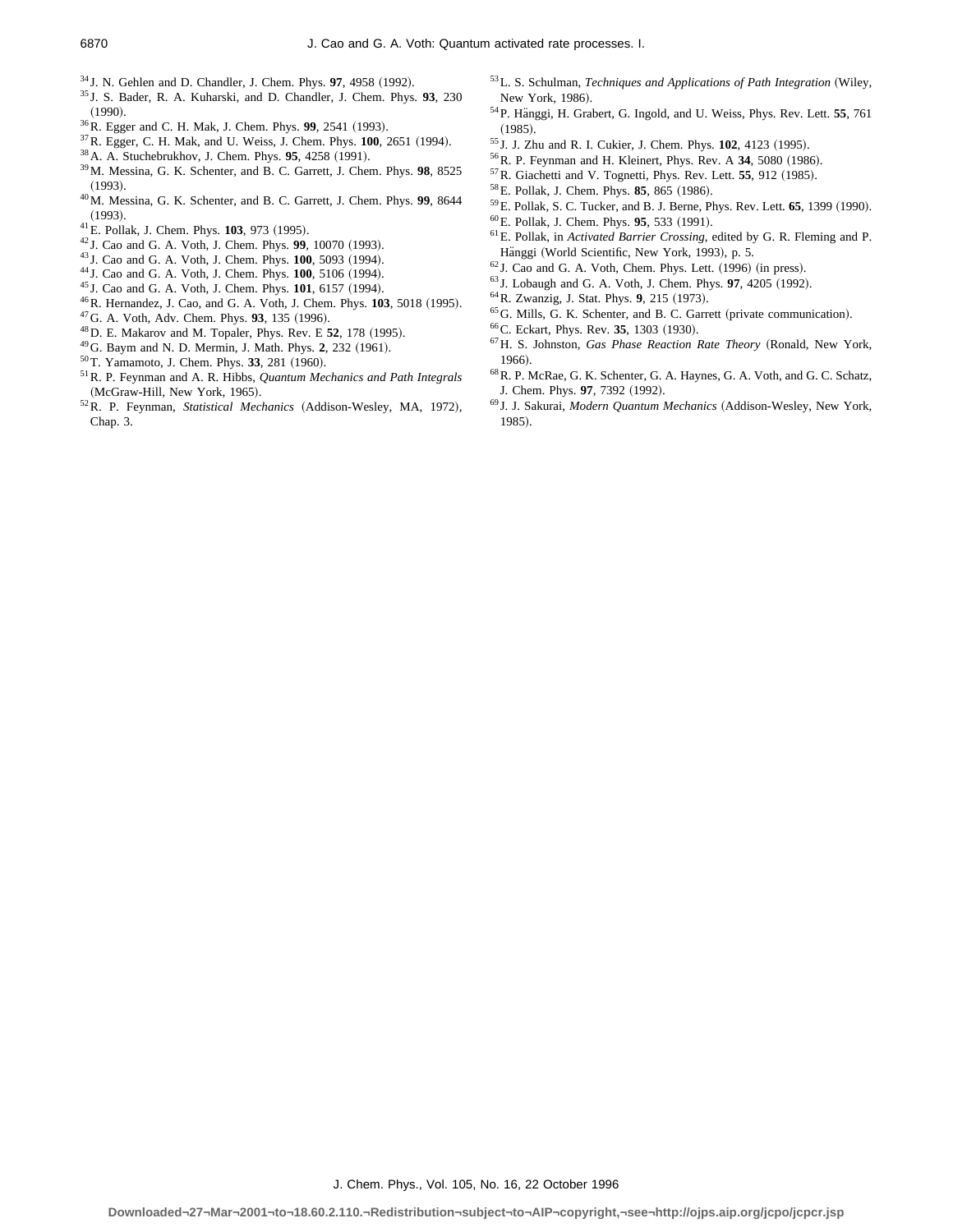[34] J. N. Gehlen and D. Chandler, J. Chem. Phys. **97**, 4958 (1992).

[35] J. S. Bader, R. A. Kuharski, and D. Chandler, J. Chem. Phys. **93**, 230 (1990).

[36] R. Egger and C. H. Mak, J. Chem. Phys. **99**, 2541 (1993).

[37] R. Egger, C. H. Mak, and U. Weiss, J. Chem. Phys. **100**, 2651 (1994).

[38] A. A. Stuchebrukhov, J. Chem. Phys. **95**, 4258 (1991).

[39] M. Messina, G. K. Schenter, and B. C. Garrett, J. Chem. Phys. **98**, 8525 (1993).

[40] M. Messina, G. K. Schenter, and B. C. Garrett, J. Chem. Phys. **99**, 8644 (1993).

[41] E. Pollak, J. Chem. Phys. **103**, 973 (1995).

[42] J. Cao and G. A. Voth, J. Chem. Phys. **99**, 10070 (1993).

[43] J. Cao and G. A. Voth, J. Chem. Phys. **100**, 5093 (1994).

[44] J. Cao and G. A. Voth, J. Chem. Phys. **100**, 5106 (1994).

[45] J. Cao and G. A. Voth, J. Chem. Phys. **101**, 6157 (1994).

[46] R. Hernandez, J. Cao, and G. A. Voth, J. Chem. Phys. **103**, 5018 (1995).

[47] G. A. Voth, Adv. Chem. Phys. **93**, 135 (1996).

[48] D. E. Makarov and M. Topaler, Phys. Rev. E **52**, 178 (1995).

[49] G. Baym and N. D. Mermin, J. Math. Phys. **2**, 232 (1961).

[50] T. Yamamoto, J. Chem. Phys. **33**, 281 (1960).

[51] R. P. Feynman and A. R. Hibbs, *Quantum Mechanics and Path Integrals* (McGraw-Hill, New York, 1965).

[52] R. P. Feynman, *Statistical Mechanics* (Addison-Wesley, MA, 1972), Chap. 3.

[53] L. S. Schulman, *Techniques and Applications of Path Integration* (Wiley, New York, 1986).

[54] P. Hänggi, H. Grabert, G. Ingold, and U. Weiss, Phys. Rev. Lett. **55**, 761 (1985).

[55] J. J. Zhu and R. I. Cukier, J. Chem. Phys. **102**, 4123 (1995).

[56] R. P. Feynman and H. Kleinert, Phys. Rev. A **34**, 5080 (1986).

[57] R. Giachetti and V. Tognetti, Phys. Rev. Lett. **55**, 912 (1985).

[58] E. Pollak, J. Chem. Phys. **85**, 865 (1986).

[59] E. Pollak, S. C. Tucker, and B. J. Berne, Phys. Rev. Lett. **65**, 1399 (1990).

[60] E. Pollak, J. Chem. Phys. **95**, 533 (1991).

[61] E. Pollak, in *Activated Barrier Crossing*, edited by G. R. Fleming and P. Hänggi (World Scientific, New York, 1993), p. 5.

[62] J. Cao and G. A. Voth, Chem. Phys. Lett. (1996) (in press).

[63] J. Lobaugh and G. A. Voth, J. Chem. Phys. **97**, 4205 (1992).

[64] R. Zwanzig, J. Stat. Phys. **9**, 215 (1973).

[65] G. Mills, G. K. Schenter, and B. C. Garrett (private communication).

[66] C. Eckart, Phys. Rev. **35**, 1303 (1930).

[67] H. S. Johnston, *Gas Phase Reaction Rate Theory* (Ronald, New York, 1966).

[68] R. P. McRae, G. K. Schenter, G. A. Haynes, G. A. Voth, and G. C. Schatz, J. Chem. Phys. **97**, 7392 (1992).

[69] J. J. Sakurai, *Modern Quantum Mechanics* (Addison-Wesley, New York, 1985).